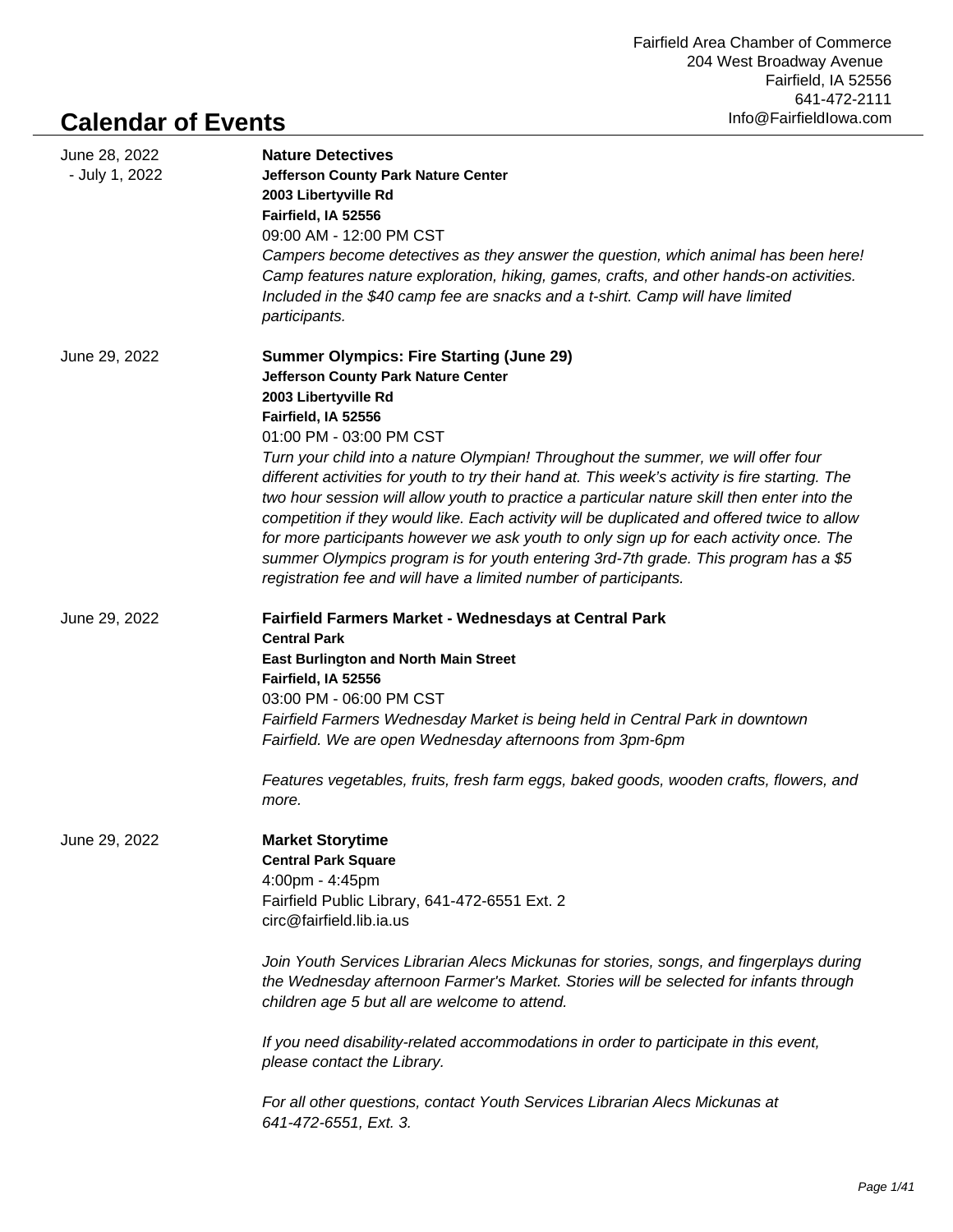Fairfield Area Chamber of Commerce
204 West Broadway Avenue
Fairfield, IA 52556
641-472-2111
Info@FairfieldIowa.com

# Calendar of Events

June 28, 2022 - July 1, 2022

**Nature Detectives**
**Jefferson County Park Nature Center**
**2003 Libertyville Rd**
**Fairfield, IA 52556**
09:00 AM - 12:00 PM CST
*Campers become detectives as they answer the question, which animal has been here! Camp features nature exploration, hiking, games, crafts, and other hands-on activities. Included in the $40 camp fee are snacks and a t-shirt. Camp will have limited participants.*

June 29, 2022

**Summer Olympics: Fire Starting (June 29)**
**Jefferson County Park Nature Center**
**2003 Libertyville Rd**
**Fairfield, IA 52556**
01:00 PM - 03:00 PM CST
*Turn your child into a nature Olympian! Throughout the summer, we will offer four different activities for youth to try their hand at. This week's activity is fire starting. The two hour session will allow youth to practice a particular nature skill then enter into the competition if they would like. Each activity will be duplicated and offered twice to allow for more participants however we ask youth to only sign up for each activity once. The summer Olympics program is for youth entering 3rd-7th grade. This program has a $5 registration fee and will have a limited number of participants.*

June 29, 2022

**Fairfield Farmers Market - Wednesdays at Central Park**
**Central Park**
**East Burlington and North Main Street**
**Fairfield, IA 52556**
03:00 PM - 06:00 PM CST
*Fairfield Farmers Wednesday Market is being held in Central Park in downtown Fairfield. We are open Wednesday afternoons from 3pm-6pm*

*Features vegetables, fruits, fresh farm eggs, baked goods, wooden crafts, flowers, and more.*

June 29, 2022

**Market Storytime**
**Central Park Square**
4:00pm - 4:45pm
Fairfield Public Library, 641-472-6551 Ext. 2
circ@fairfield.lib.ia.us

*Join Youth Services Librarian Alecs Mickunas for stories, songs, and fingerplays during the Wednesday afternoon Farmer's Market. Stories will be selected for infants through children age 5 but all are welcome to attend.*

*If you need disability-related accommodations in order to participate in this event, please contact the Library.*

*For all other questions, contact Youth Services Librarian Alecs Mickunas at 641-472-6551, Ext. 3.*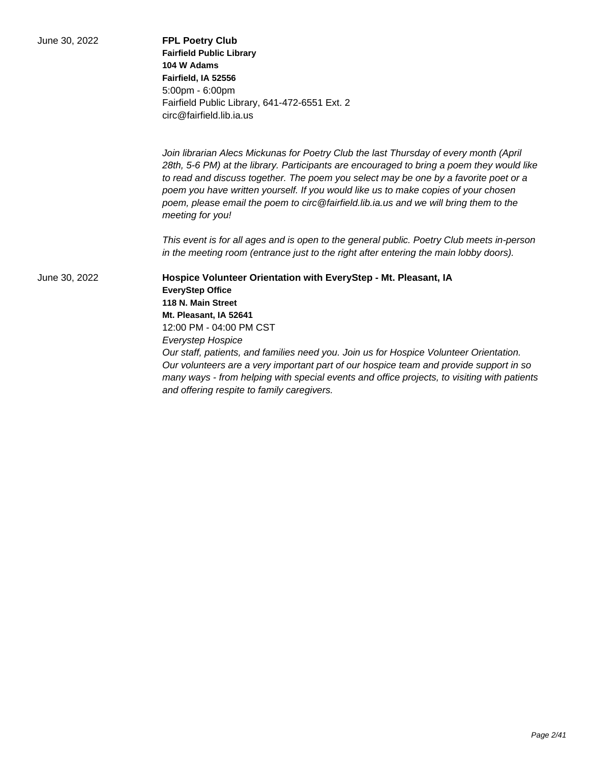June 30, 2022

**FPL Poetry Club**
**Fairfield Public Library**
**104 W Adams**
**Fairfield, IA 52556**
5:00pm - 6:00pm
Fairfield Public Library, 641-472-6551 Ext. 2
circ@fairfield.lib.ia.us

*Join librarian Alecs Mickunas for Poetry Club the last Thursday of every month (April 28th, 5-6 PM) at the library. Participants are encouraged to bring a poem they would like to read and discuss together. The poem you select may be one by a favorite poet or a poem you have written yourself. If you would like us to make copies of your chosen poem, please email the poem to circ@fairfield.lib.ia.us and we will bring them to the meeting for you!*

*This event is for all ages and is open to the general public. Poetry Club meets in-person in the meeting room (entrance just to the right after entering the main lobby doors).*

June 30, 2022

**Hospice Volunteer Orientation with EveryStep - Mt. Pleasant, IA**
**EveryStep Office**
**118 N. Main Street**
**Mt. Pleasant, IA 52641**
12:00 PM - 04:00 PM CST
*Everystep Hospice*
*Our staff, patients, and families need you. Join us for Hospice Volunteer Orientation. Our volunteers are a very important part of our hospice team and provide support in so many ways - from helping with special events and office projects, to visiting with patients and offering respite to family caregivers.*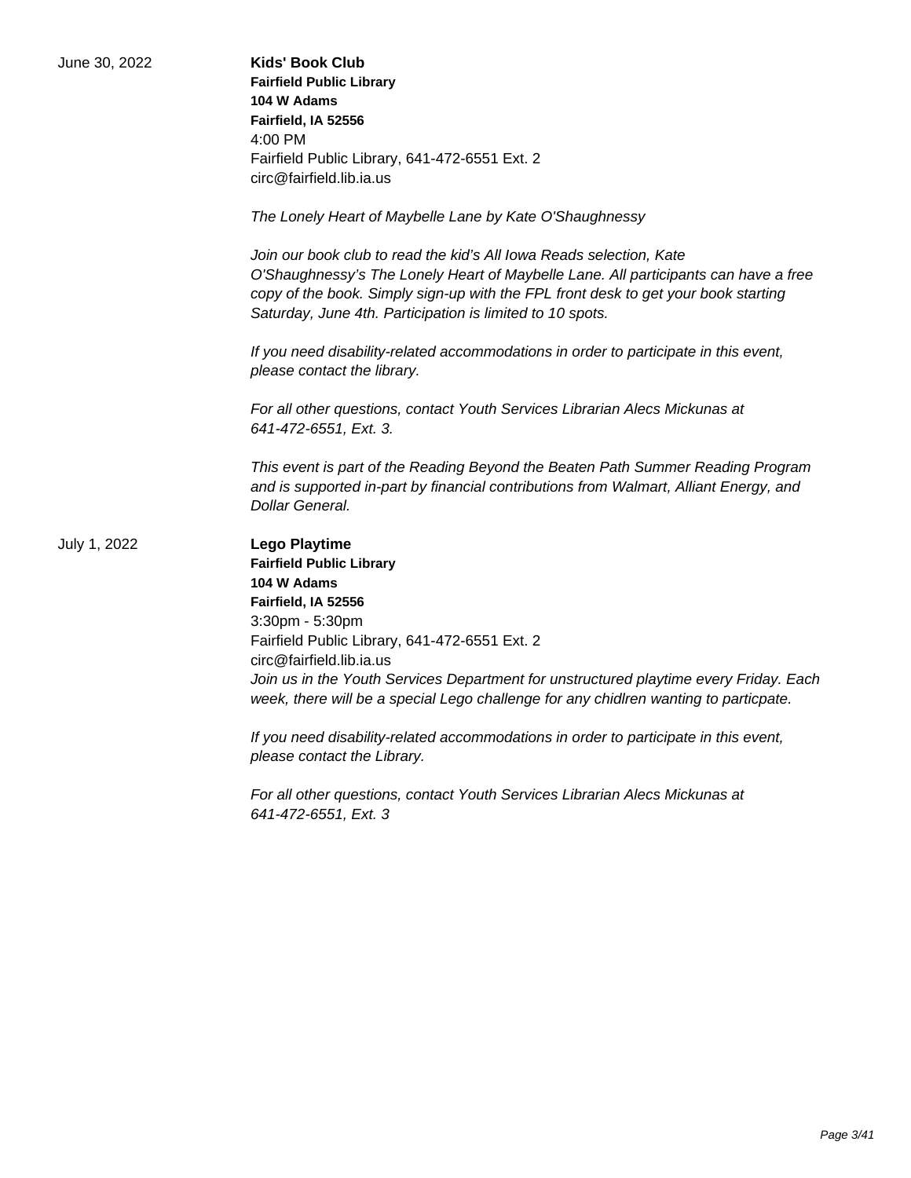June 30, 2022

**Kids' Book Club**
**Fairfield Public Library**
**104 W Adams**
**Fairfield, IA 52556**
4:00 PM
Fairfield Public Library, 641-472-6551 Ext. 2
circ@fairfield.lib.ia.us

*The Lonely Heart of Maybelle Lane by Kate O'Shaughnessy*

*Join our book club to read the kid's All Iowa Reads selection, Kate O'Shaughnessy's The Lonely Heart of Maybelle Lane. All participants can have a free copy of the book. Simply sign-up with the FPL front desk to get your book starting Saturday, June 4th. Participation is limited to 10 spots.*

*If you need disability-related accommodations in order to participate in this event, please contact the library.*

*For all other questions, contact Youth Services Librarian Alecs Mickunas at 641-472-6551, Ext. 3.*

*This event is part of the Reading Beyond the Beaten Path Summer Reading Program and is supported in-part by financial contributions from Walmart, Alliant Energy, and Dollar General.*

July 1, 2022

**Lego Playtime**
**Fairfield Public Library**
**104 W Adams**
**Fairfield, IA 52556**
3:30pm - 5:30pm
Fairfield Public Library, 641-472-6551 Ext. 2
circ@fairfield.lib.ia.us
*Join us in the Youth Services Department for unstructured playtime every Friday. Each week, there will be a special Lego challenge for any chidlren wanting to particpate.*

*If you need disability-related accommodations in order to participate in this event, please contact the Library.*

*For all other questions, contact Youth Services Librarian Alecs Mickunas at 641-472-6551, Ext. 3*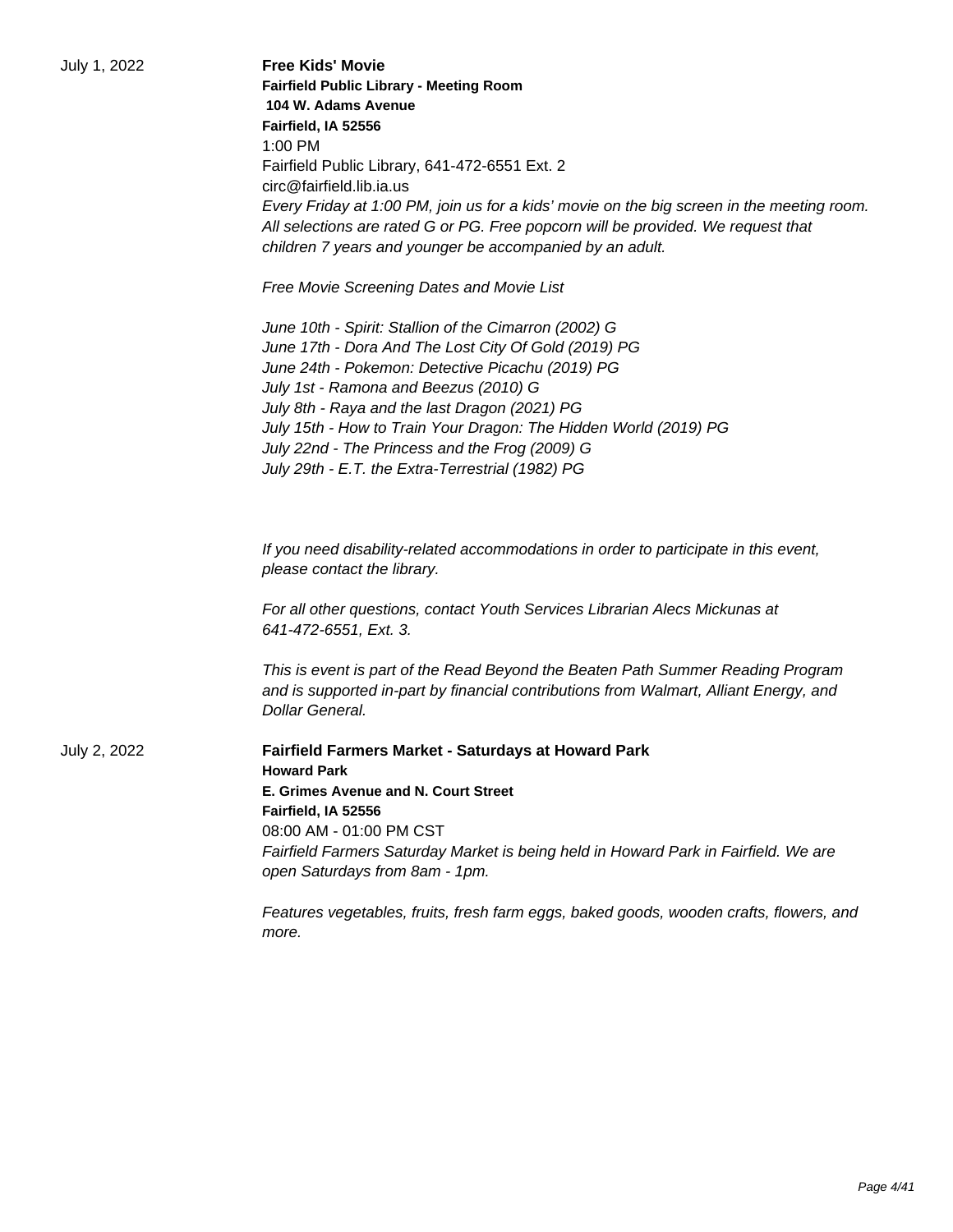July 1, 2022

**Free Kids' Movie**

**Fairfield Public Library - Meeting Room**
**104 W. Adams Avenue**
**Fairfield, IA 52556**
1:00 PM
Fairfield Public Library, 641-472-6551 Ext. 2
circ@fairfield.lib.ia.us

*Every Friday at 1:00 PM, join us for a kids' movie on the big screen in the meeting room. All selections are rated G or PG. Free popcorn will be provided. We request that children 7 years and younger be accompanied by an adult.*

*Free Movie Screening Dates and Movie List*

*June 10th - Spirit: Stallion of the Cimarron (2002) G*
*June 17th - Dora And The Lost City Of Gold (2019) PG*
*June 24th - Pokemon: Detective Picachu (2019) PG*
*July 1st - Ramona and Beezus (2010) G*
*July 8th - Raya and the last Dragon (2021) PG*
*July 15th - How to Train Your Dragon: The Hidden World (2019) PG*
*July 22nd - The Princess and the Frog (2009) G*
*July 29th - E.T. the Extra-Terrestrial (1982) PG*

*If you need disability-related accommodations in order to participate in this event, please contact the library.*

*For all other questions, contact Youth Services Librarian Alecs Mickunas at 641-472-6551, Ext. 3.*

*This is event is part of the Read Beyond the Beaten Path Summer Reading Program and is supported in-part by financial contributions from Walmart, Alliant Energy, and Dollar General.*

July 2, 2022

**Fairfield Farmers Market - Saturdays at Howard Park**

**Howard Park**
**E. Grimes Avenue and N. Court Street**
**Fairfield, IA 52556**
08:00 AM - 01:00 PM CST

*Fairfield Farmers Saturday Market is being held in Howard Park in Fairfield. We are open Saturdays from 8am - 1pm.*

*Features vegetables, fruits, fresh farm eggs, baked goods, wooden crafts, flowers, and more.*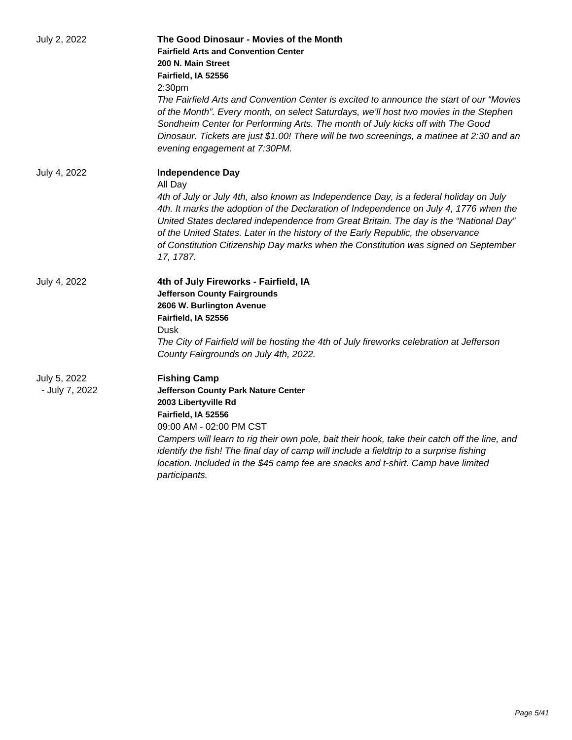July 2, 2022

**The Good Dinosaur - Movies of the Month**
**Fairfield Arts and Convention Center**
**200 N. Main Street**
**Fairfield, IA 52556**
2:30pm

*The Fairfield Arts and Convention Center is excited to announce the start of our "Movies of the Month". Every month, on select Saturdays, we'll host two movies in the Stephen Sondheim Center for Performing Arts. The month of July kicks off with The Good Dinosaur. Tickets are just $1.00! There will be two screenings, a matinee at 2:30 and an evening engagement at 7:30PM.*

July 4, 2022

**Independence Day**
All Day

*4th of July or July 4th, also known as Independence Day, is a federal holiday on July 4th. It marks the adoption of the Declaration of Independence on July 4, 1776 when the United States declared independence from Great Britain. The day is the "National Day" of the United States. Later in the history of the Early Republic, the observance of Constitution Citizenship Day marks when the Constitution was signed on September 17, 1787.*

July 4, 2022

**4th of July Fireworks - Fairfield, IA**
**Jefferson County Fairgrounds**
**2606 W. Burlington Avenue**
**Fairfield, IA 52556**
Dusk

*The City of Fairfield will be hosting the 4th of July fireworks celebration at Jefferson County Fairgrounds on July 4th, 2022.*

July 5, 2022 - July 7, 2022

**Fishing Camp**
**Jefferson County Park Nature Center**
**2003 Libertyville Rd**
**Fairfield, IA 52556**
09:00 AM - 02:00 PM CST

*Campers will learn to rig their own pole, bait their hook, take their catch off the line, and identify the fish! The final day of camp will include a fieldtrip to a surprise fishing location. Included in the $45 camp fee are snacks and t-shirt. Camp have limited participants.*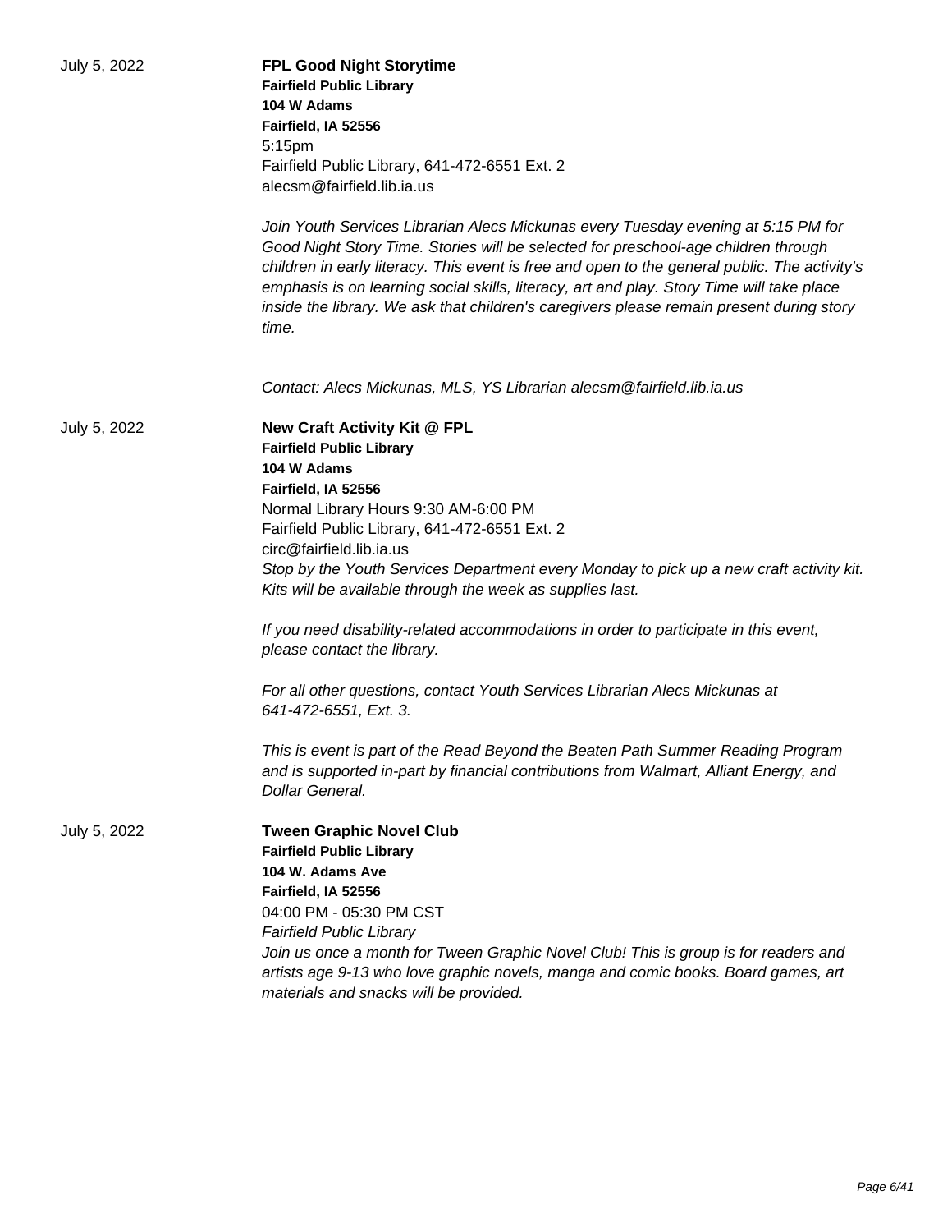July 5, 2022

**FPL Good Night Storytime**
**Fairfield Public Library**
**104 W Adams**
**Fairfield, IA 52556**
5:15pm
Fairfield Public Library, 641-472-6551 Ext. 2
alecsm@fairfield.lib.ia.us

*Join Youth Services Librarian Alecs Mickunas every Tuesday evening at 5:15 PM for Good Night Story Time. Stories will be selected for preschool-age children through children in early literacy. This event is free and open to the general public. The activity's emphasis is on learning social skills, literacy, art and play. Story Time will take place inside the library. We ask that children's caregivers please remain present during story time.*

*Contact: Alecs Mickunas, MLS, YS Librarian alecsm@fairfield.lib.ia.us*

July 5, 2022

**New Craft Activity Kit @ FPL**
**Fairfield Public Library**
**104 W Adams**
**Fairfield, IA 52556**
Normal Library Hours 9:30 AM-6:00 PM
Fairfield Public Library, 641-472-6551 Ext. 2
circ@fairfield.lib.ia.us
*Stop by the Youth Services Department every Monday to pick up a new craft activity kit. Kits will be available through the week as supplies last.*

*If you need disability-related accommodations in order to participate in this event, please contact the library.*

*For all other questions, contact Youth Services Librarian Alecs Mickunas at 641-472-6551, Ext. 3.*

*This is event is part of the Read Beyond the Beaten Path Summer Reading Program and is supported in-part by financial contributions from Walmart, Alliant Energy, and Dollar General.*

July 5, 2022

**Tween Graphic Novel Club**
**Fairfield Public Library**
**104 W. Adams Ave**
**Fairfield, IA 52556**
04:00 PM - 05:30 PM CST
*Fairfield Public Library*
*Join us once a month for Tween Graphic Novel Club! This is group is for readers and artists age 9-13 who love graphic novels, manga and comic books. Board games, art materials and snacks will be provided.*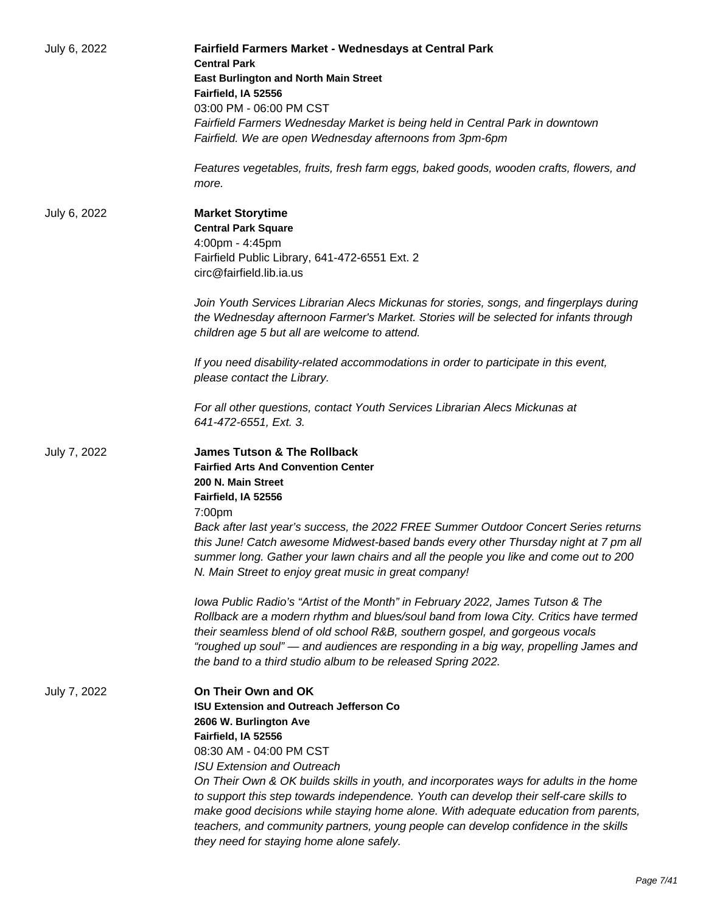July 6, 2022

**Fairfield Farmers Market - Wednesdays at Central Park**
**Central Park**
**East Burlington and North Main Street**
**Fairfield, IA 52556**
03:00 PM - 06:00 PM CST
*Fairfield Farmers Wednesday Market is being held in Central Park in downtown Fairfield. We are open Wednesday afternoons from 3pm-6pm*

*Features vegetables, fruits, fresh farm eggs, baked goods, wooden crafts, flowers, and more.*

July 6, 2022

**Market Storytime**
**Central Park Square**
4:00pm - 4:45pm
Fairfield Public Library, 641-472-6551 Ext. 2
circ@fairfield.lib.ia.us

*Join Youth Services Librarian Alecs Mickunas for stories, songs, and fingerplays during the Wednesday afternoon Farmer's Market. Stories will be selected for infants through children age 5 but all are welcome to attend.*

*If you need disability-related accommodations in order to participate in this event, please contact the Library.*

*For all other questions, contact Youth Services Librarian Alecs Mickunas at 641-472-6551, Ext. 3.*

July 7, 2022

**James Tutson & The Rollback**
**Fairfied Arts And Convention Center**
**200 N. Main Street**
**Fairfield, IA 52556**
7:00pm
*Back after last year's success, the 2022 FREE Summer Outdoor Concert Series returns this June! Catch awesome Midwest-based bands every other Thursday night at 7 pm all summer long. Gather your lawn chairs and all the people you like and come out to 200 N. Main Street to enjoy great music in great company!*

*Iowa Public Radio's "Artist of the Month" in February 2022, James Tutson & The Rollback are a modern rhythm and blues/soul band from Iowa City. Critics have termed their seamless blend of old school R&B, southern gospel, and gorgeous vocals "roughed up soul" — and audiences are responding in a big way, propelling James and the band to a third studio album to be released Spring 2022.*

July 7, 2022

**On Their Own and OK**
**ISU Extension and Outreach Jefferson Co**
**2606 W. Burlington Ave**
**Fairfield, IA 52556**
08:30 AM - 04:00 PM CST
*ISU Extension and Outreach*
*On Their Own & OK builds skills in youth, and incorporates ways for adults in the home to support this step towards independence. Youth can develop their self-care skills to make good decisions while staying home alone. With adequate education from parents, teachers, and community partners, young people can develop confidence in the skills they need for staying home alone safely.*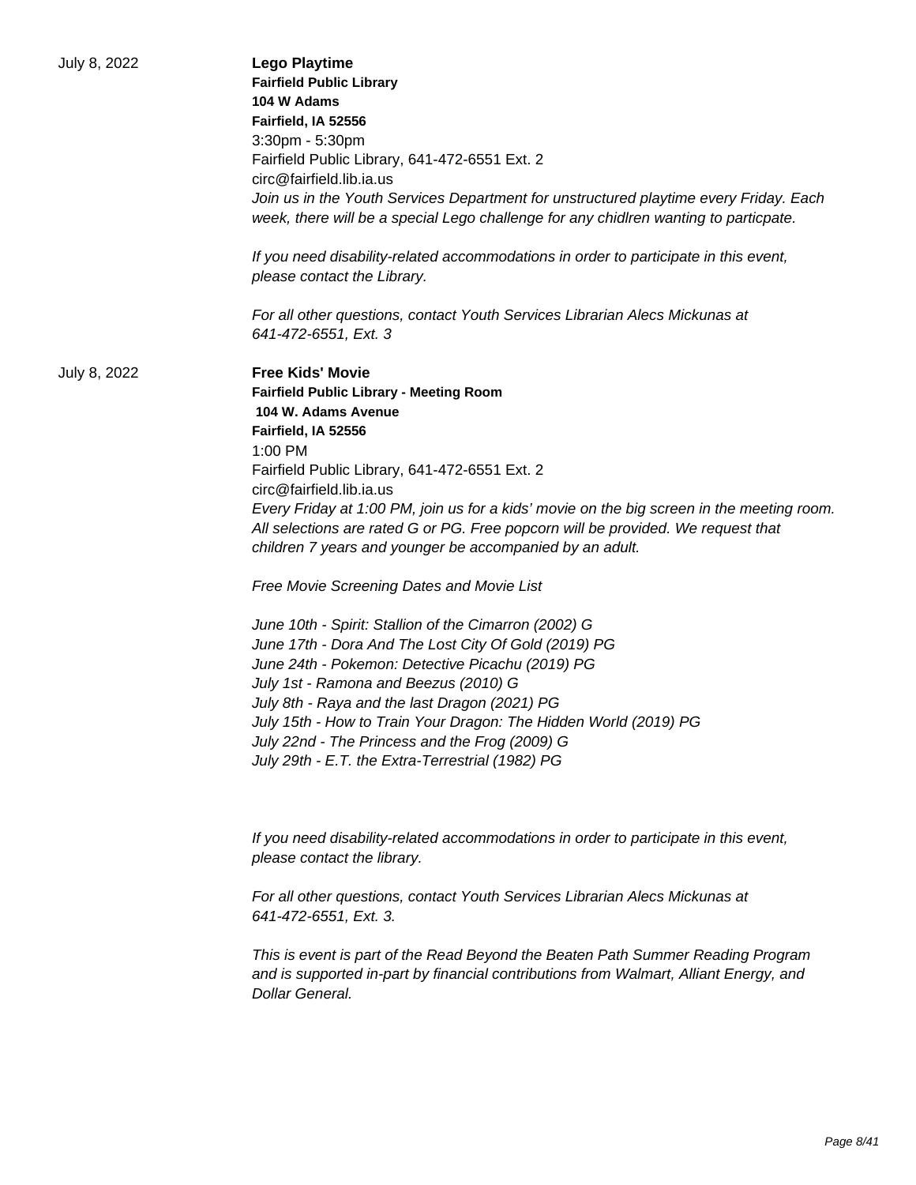July 8, 2022

**Lego Playtime**
**Fairfield Public Library**
**104 W Adams**
**Fairfield, IA 52556**
3:30pm - 5:30pm
Fairfield Public Library, 641-472-6551 Ext. 2
circ@fairfield.lib.ia.us
*Join us in the Youth Services Department for unstructured playtime every Friday. Each week, there will be a special Lego challenge for any chidlren wanting to particpate.*

*If you need disability-related accommodations in order to participate in this event, please contact the Library.*

*For all other questions, contact Youth Services Librarian Alecs Mickunas at 641-472-6551, Ext. 3*

July 8, 2022

**Free Kids' Movie**
**Fairfield Public Library - Meeting Room**
**104 W. Adams Avenue**
**Fairfield, IA 52556**
1:00 PM
Fairfield Public Library, 641-472-6551 Ext. 2
circ@fairfield.lib.ia.us
*Every Friday at 1:00 PM, join us for a kids' movie on the big screen in the meeting room. All selections are rated G or PG. Free popcorn will be provided. We request that children 7 years and younger be accompanied by an adult.*

*Free Movie Screening Dates and Movie List*

*June 10th - Spirit: Stallion of the Cimarron (2002) G*
*June 17th - Dora And The Lost City Of Gold (2019) PG*
*June 24th - Pokemon: Detective Picachu (2019) PG*
*July 1st - Ramona and Beezus (2010) G*
*July 8th - Raya and the last Dragon (2021) PG*
*July 15th - How to Train Your Dragon: The Hidden World (2019) PG*
*July 22nd - The Princess and the Frog (2009) G*
*July 29th - E.T. the Extra-Terrestrial (1982) PG*

*If you need disability-related accommodations in order to participate in this event, please contact the library.*

*For all other questions, contact Youth Services Librarian Alecs Mickunas at 641-472-6551, Ext. 3.*

*This is event is part of the Read Beyond the Beaten Path Summer Reading Program and is supported in-part by financial contributions from Walmart, Alliant Energy, and Dollar General.*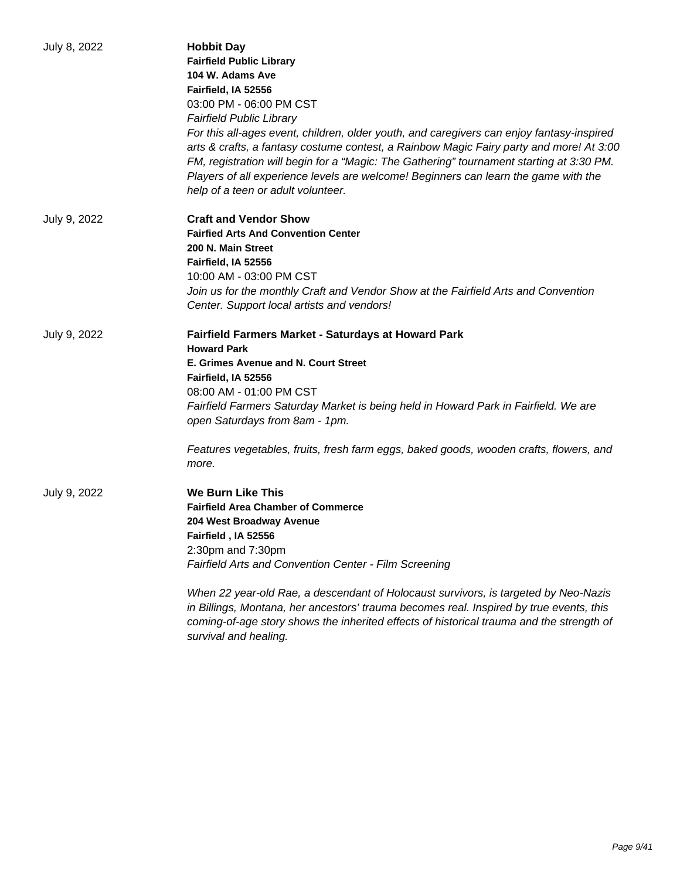July 8, 2022

**Hobbit Day**
**Fairfield Public Library**
**104 W. Adams Ave**
**Fairfield, IA 52556**
03:00 PM - 06:00 PM CST
*Fairfield Public Library*
*For this all-ages event, children, older youth, and caregivers can enjoy fantasy-inspired arts & crafts, a fantasy costume contest, a Rainbow Magic Fairy party and more! At 3:00 FM, registration will begin for a "Magic: The Gathering" tournament starting at 3:30 PM. Players of all experience levels are welcome! Beginners can learn the game with the help of a teen or adult volunteer.*

July 9, 2022

**Craft and Vendor Show**
**Fairfied Arts And Convention Center**
**200 N. Main Street**
**Fairfield, IA 52556**
10:00 AM - 03:00 PM CST
*Join us for the monthly Craft and Vendor Show at the Fairfield Arts and Convention Center. Support local artists and vendors!*

July 9, 2022

**Fairfield Farmers Market - Saturdays at Howard Park**
**Howard Park**
**E. Grimes Avenue and N. Court Street**
**Fairfield, IA 52556**
08:00 AM - 01:00 PM CST
*Fairfield Farmers Saturday Market is being held in Howard Park in Fairfield. We are open Saturdays from 8am - 1pm.*

*Features vegetables, fruits, fresh farm eggs, baked goods, wooden crafts, flowers, and more.*

July 9, 2022

**We Burn Like This**
**Fairfield Area Chamber of Commerce**
**204 West Broadway Avenue**
**Fairfield , IA 52556**
2:30pm and 7:30pm
*Fairfield Arts and Convention Center - Film Screening*

*When 22 year-old Rae, a descendant of Holocaust survivors, is targeted by Neo-Nazis in Billings, Montana, her ancestors' trauma becomes real. Inspired by true events, this coming-of-age story shows the inherited effects of historical trauma and the strength of survival and healing.*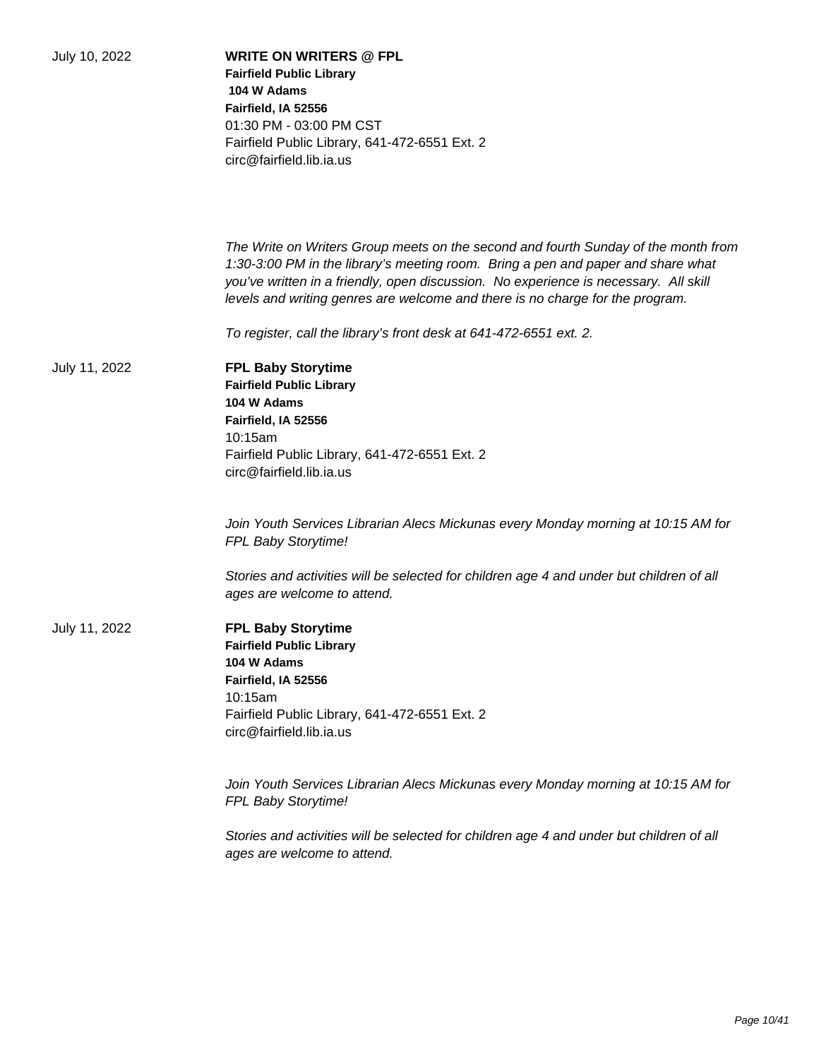July 10, 2022

**WRITE ON WRITERS @ FPL**
**Fairfield Public Library**
**104 W Adams**
**Fairfield, IA 52556**
01:30 PM - 03:00 PM CST
Fairfield Public Library, 641-472-6551 Ext. 2
circ@fairfield.lib.ia.us

*The Write on Writers Group meets on the second and fourth Sunday of the month from 1:30-3:00 PM in the library's meeting room. Bring a pen and paper and share what you've written in a friendly, open discussion. No experience is necessary. All skill levels and writing genres are welcome and there is no charge for the program.*

*To register, call the library's front desk at 641-472-6551 ext. 2.*

July 11, 2022

**FPL Baby Storytime**
**Fairfield Public Library**
**104 W Adams**
**Fairfield, IA 52556**
10:15am
Fairfield Public Library, 641-472-6551 Ext. 2
circ@fairfield.lib.ia.us

*Join Youth Services Librarian Alecs Mickunas every Monday morning at 10:15 AM for FPL Baby Storytime!*

*Stories and activities will be selected for children age 4 and under but children of all ages are welcome to attend.*

July 11, 2022

**FPL Baby Storytime**
**Fairfield Public Library**
**104 W Adams**
**Fairfield, IA 52556**
10:15am
Fairfield Public Library, 641-472-6551 Ext. 2
circ@fairfield.lib.ia.us

*Join Youth Services Librarian Alecs Mickunas every Monday morning at 10:15 AM for FPL Baby Storytime!*

*Stories and activities will be selected for children age 4 and under but children of all ages are welcome to attend.*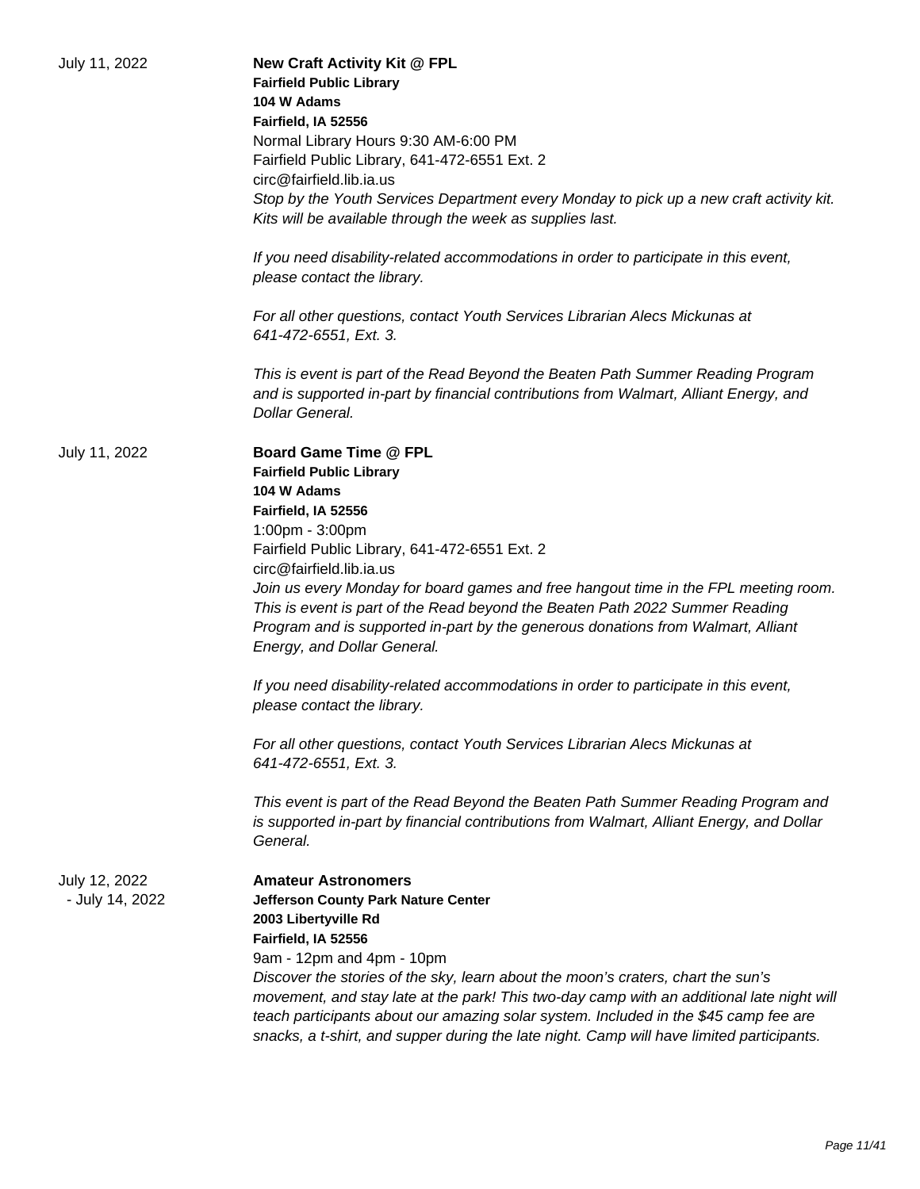July 11, 2022

**New Craft Activity Kit @ FPL**
**Fairfield Public Library**
**104 W Adams**
**Fairfield, IA 52556**
Normal Library Hours 9:30 AM-6:00 PM
Fairfield Public Library, 641-472-6551 Ext. 2
circ@fairfield.lib.ia.us

*Stop by the Youth Services Department every Monday to pick up a new craft activity kit. Kits will be available through the week as supplies last.*

*If you need disability-related accommodations in order to participate in this event, please contact the library.*

*For all other questions, contact Youth Services Librarian Alecs Mickunas at 641-472-6551, Ext. 3.*

*This is event is part of the Read Beyond the Beaten Path Summer Reading Program and is supported in-part by financial contributions from Walmart, Alliant Energy, and Dollar General.*

July 11, 2022

**Board Game Time @ FPL**
**Fairfield Public Library**
**104 W Adams**
**Fairfield, IA 52556**
1:00pm - 3:00pm
Fairfield Public Library, 641-472-6551 Ext. 2
circ@fairfield.lib.ia.us

*Join us every Monday for board games and free hangout time in the FPL meeting room. This is event is part of the Read beyond the Beaten Path 2022 Summer Reading Program and is supported in-part by the generous donations from Walmart, Alliant Energy, and Dollar General.*

*If you need disability-related accommodations in order to participate in this event, please contact the library.*

*For all other questions, contact Youth Services Librarian Alecs Mickunas at 641-472-6551, Ext. 3.*

*This event is part of the Read Beyond the Beaten Path Summer Reading Program and is supported in-part by financial contributions from Walmart, Alliant Energy, and Dollar General.*

July 12, 2022 - July 14, 2022

**Amateur Astronomers**
**Jefferson County Park Nature Center**
**2003 Libertyville Rd**
**Fairfield, IA 52556**
9am - 12pm and 4pm - 10pm

*Discover the stories of the sky, learn about the moon's craters, chart the sun's movement, and stay late at the park! This two-day camp with an additional late night will teach participants about our amazing solar system. Included in the $45 camp fee are snacks, a t-shirt, and supper during the late night. Camp will have limited participants.*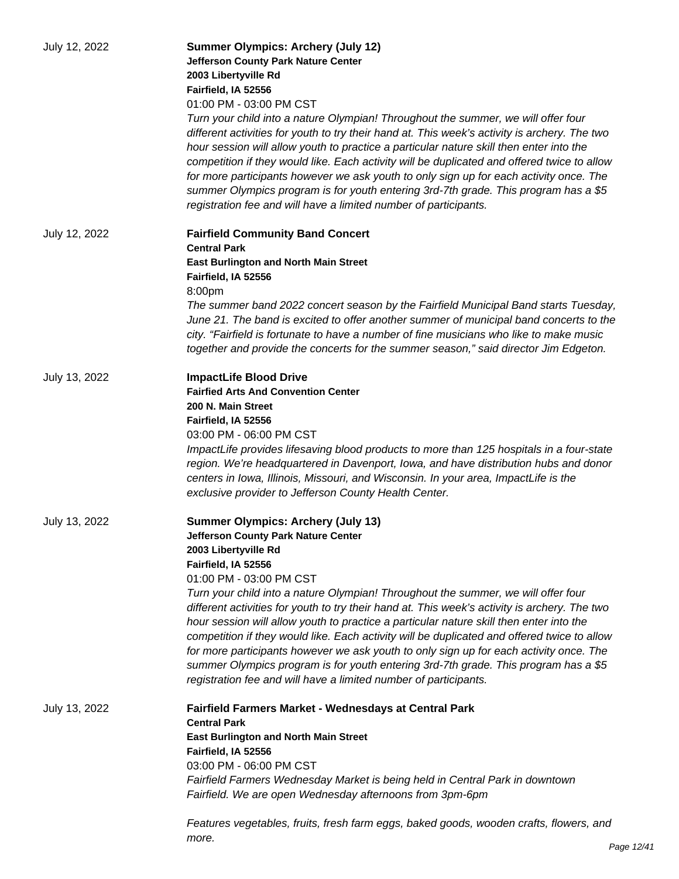July 12, 2022

**Summer Olympics: Archery (July 12)**
**Jefferson County Park Nature Center**
**2003 Libertyville Rd**
**Fairfield, IA 52556**
01:00 PM - 03:00 PM CST

*Turn your child into a nature Olympian! Throughout the summer, we will offer four different activities for youth to try their hand at. This week's activity is archery. The two hour session will allow youth to practice a particular nature skill then enter into the competition if they would like. Each activity will be duplicated and offered twice to allow for more participants however we ask youth to only sign up for each activity once. The summer Olympics program is for youth entering 3rd-7th grade. This program has a $5 registration fee and will have a limited number of participants.*

July 12, 2022

**Fairfield Community Band Concert**
**Central Park**
**East Burlington and North Main Street**
**Fairfield, IA 52556**
8:00pm

*The summer band 2022 concert season by the Fairfield Municipal Band starts Tuesday, June 21. The band is excited to offer another summer of municipal band concerts to the city. "Fairfield is fortunate to have a number of fine musicians who like to make music together and provide the concerts for the summer season," said director Jim Edgeton.*

July 13, 2022

**ImpactLife Blood Drive**
**Fairfied Arts And Convention Center**
**200 N. Main Street**
**Fairfield, IA 52556**
03:00 PM - 06:00 PM CST

*ImpactLife provides lifesaving blood products to more than 125 hospitals in a four-state region. We're headquartered in Davenport, Iowa, and have distribution hubs and donor centers in Iowa, Illinois, Missouri, and Wisconsin. In your area, ImpactLife is the exclusive provider to Jefferson County Health Center.*

July 13, 2022

**Summer Olympics: Archery (July 13)**
**Jefferson County Park Nature Center**
**2003 Libertyville Rd**
**Fairfield, IA 52556**
01:00 PM - 03:00 PM CST

*Turn your child into a nature Olympian! Throughout the summer, we will offer four different activities for youth to try their hand at. This week's activity is archery. The two hour session will allow youth to practice a particular nature skill then enter into the competition if they would like. Each activity will be duplicated and offered twice to allow for more participants however we ask youth to only sign up for each activity once. The summer Olympics program is for youth entering 3rd-7th grade. This program has a $5 registration fee and will have a limited number of participants.*

July 13, 2022

**Fairfield Farmers Market - Wednesdays at Central Park**
**Central Park**
**East Burlington and North Main Street**
**Fairfield, IA 52556**
03:00 PM - 06:00 PM CST

*Fairfield Farmers Wednesday Market is being held in Central Park in downtown Fairfield. We are open Wednesday afternoons from 3pm-6pm*

*Features vegetables, fruits, fresh farm eggs, baked goods, wooden crafts, flowers, and more.*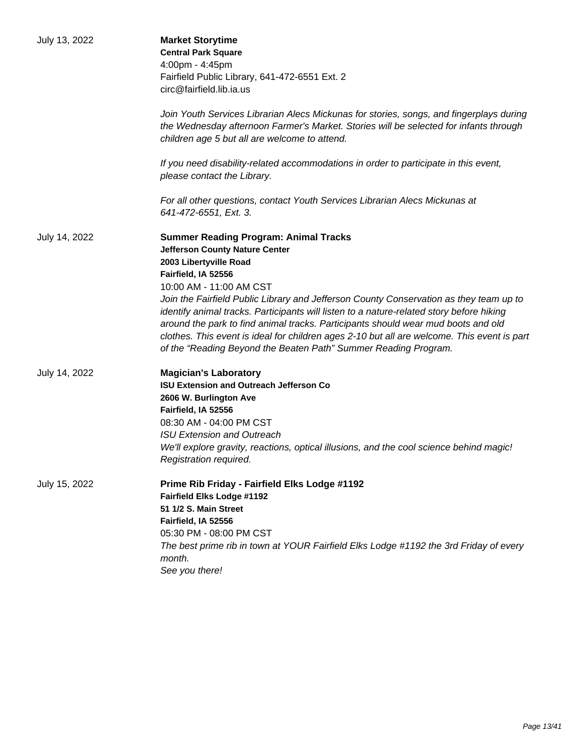July 13, 2022

**Market Storytime**
**Central Park Square**
4:00pm - 4:45pm
Fairfield Public Library, 641-472-6551 Ext. 2
circ@fairfield.lib.ia.us

*Join Youth Services Librarian Alecs Mickunas for stories, songs, and fingerplays during the Wednesday afternoon Farmer's Market. Stories will be selected for infants through children age 5 but all are welcome to attend.*

*If you need disability-related accommodations in order to participate in this event, please contact the Library.*

*For all other questions, contact Youth Services Librarian Alecs Mickunas at 641-472-6551, Ext. 3.*

July 14, 2022

**Summer Reading Program: Animal Tracks**
**Jefferson County Nature Center**
**2003 Libertyville Road**
**Fairfield, IA 52556**
10:00 AM - 11:00 AM CST
*Join the Fairfield Public Library and Jefferson County Conservation as they team up to identify animal tracks. Participants will listen to a nature-related story before hiking around the park to find animal tracks. Participants should wear mud boots and old clothes. This event is ideal for children ages 2-10 but all are welcome. This event is part of the "Reading Beyond the Beaten Path" Summer Reading Program.*

July 14, 2022

**Magician's Laboratory**
**ISU Extension and Outreach Jefferson Co**
**2606 W. Burlington Ave**
**Fairfield, IA 52556**
08:30 AM - 04:00 PM CST
*ISU Extension and Outreach*
*We'll explore gravity, reactions, optical illusions, and the cool science behind magic! Registration required.*

July 15, 2022

**Prime Rib Friday - Fairfield Elks Lodge #1192**
**Fairfield Elks Lodge #1192**
**51 1/2 S. Main Street**
**Fairfield, IA 52556**
05:30 PM - 08:00 PM CST
*The best prime rib in town at YOUR Fairfield Elks Lodge #1192 the 3rd Friday of every month.*
*See you there!*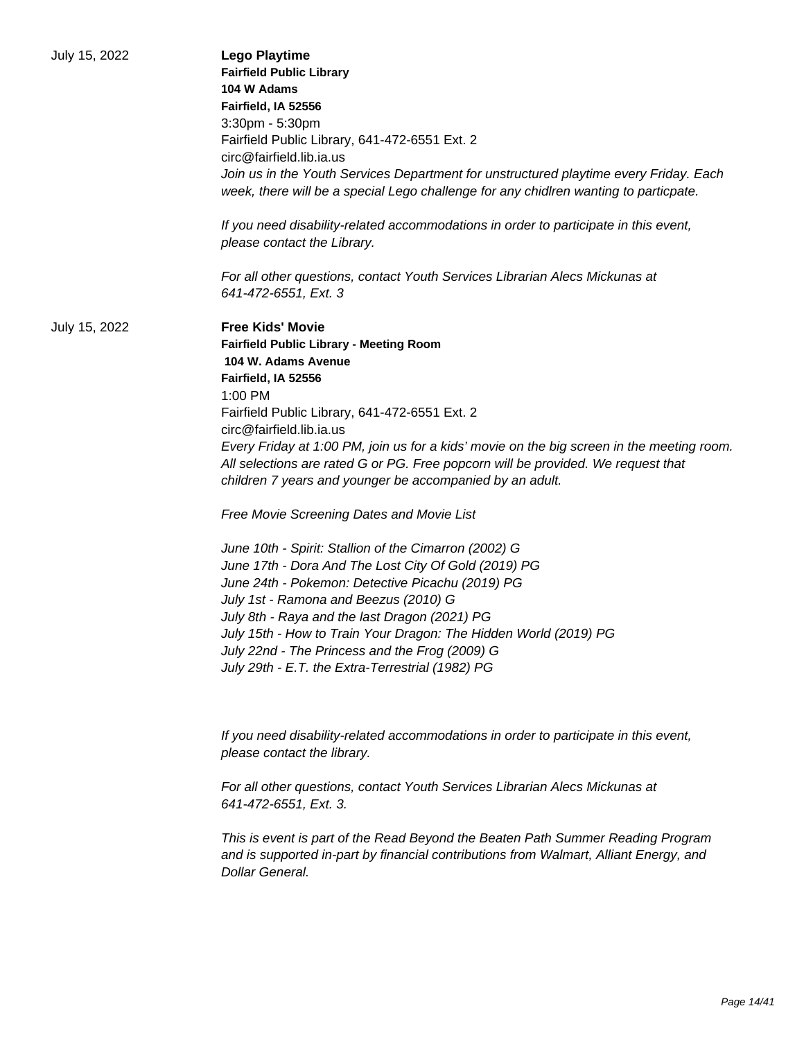July 15, 2022

**Lego Playtime**

**Fairfield Public Library**
**104 W Adams**
**Fairfield, IA 52556**

3:30pm - 5:30pm
Fairfield Public Library, 641-472-6551 Ext. 2
circ@fairfield.lib.ia.us

*Join us in the Youth Services Department for unstructured playtime every Friday. Each week, there will be a special Lego challenge for any chidlren wanting to particpate.*

*If you need disability-related accommodations in order to participate in this event, please contact the Library.*

*For all other questions, contact Youth Services Librarian Alecs Mickunas at 641-472-6551, Ext. 3*

July 15, 2022

**Free Kids' Movie**

**Fairfield Public Library - Meeting Room**
**104 W. Adams Avenue**
**Fairfield, IA 52556**

1:00 PM
Fairfield Public Library, 641-472-6551 Ext. 2
circ@fairfield.lib.ia.us

*Every Friday at 1:00 PM, join us for a kids' movie on the big screen in the meeting room. All selections are rated G or PG. Free popcorn will be provided. We request that children 7 years and younger be accompanied by an adult.*

*Free Movie Screening Dates and Movie List*

*June 10th - Spirit: Stallion of the Cimarron (2002) G*
*June 17th - Dora And The Lost City Of Gold (2019) PG*
*June 24th - Pokemon: Detective Picachu (2019) PG*
*July 1st - Ramona and Beezus (2010) G*
*July 8th - Raya and the last Dragon (2021) PG*
*July 15th - How to Train Your Dragon: The Hidden World (2019) PG*
*July 22nd - The Princess and the Frog (2009) G*
*July 29th - E.T. the Extra-Terrestrial (1982) PG*

*If you need disability-related accommodations in order to participate in this event, please contact the library.*

*For all other questions, contact Youth Services Librarian Alecs Mickunas at 641-472-6551, Ext. 3.*

*This is event is part of the Read Beyond the Beaten Path Summer Reading Program and is supported in-part by financial contributions from Walmart, Alliant Energy, and Dollar General.*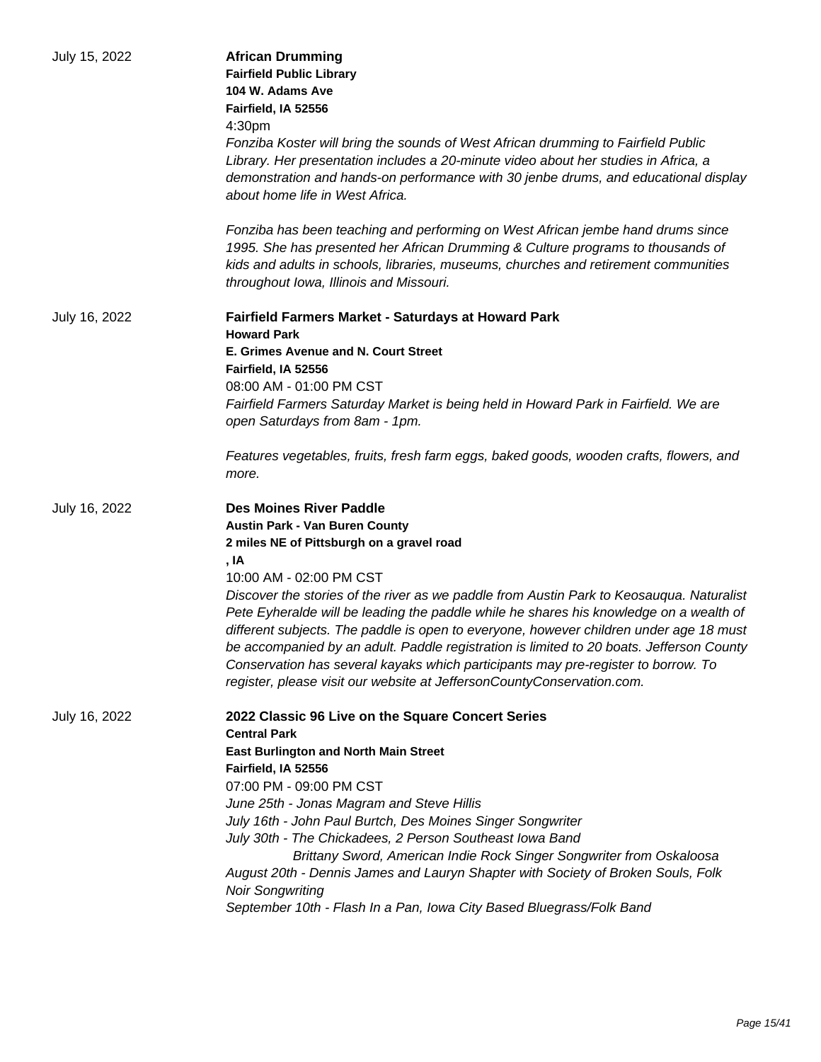July 15, 2022

**African Drumming**
**Fairfield Public Library**
**104 W. Adams Ave**
**Fairfield, IA 52556**
4:30pm

*Fonziba Koster will bring the sounds of West African drumming to Fairfield Public Library. Her presentation includes a 20-minute video about her studies in Africa, a demonstration and hands-on performance with 30 jenbe drums, and educational display about home life in West Africa.*

*Fonziba has been teaching and performing on West African jembe hand drums since 1995. She has presented her African Drumming & Culture programs to thousands of kids and adults in schools, libraries, museums, churches and retirement communities throughout Iowa, Illinois and Missouri.*

July 16, 2022

**Fairfield Farmers Market - Saturdays at Howard Park**
**Howard Park**
**E. Grimes Avenue and N. Court Street**
**Fairfield, IA 52556**
08:00 AM - 01:00 PM CST

*Fairfield Farmers Saturday Market is being held in Howard Park in Fairfield. We are open Saturdays from 8am - 1pm.*

*Features vegetables, fruits, fresh farm eggs, baked goods, wooden crafts, flowers, and more.*

July 16, 2022

**Des Moines River Paddle**
**Austin Park - Van Buren County**
**2 miles NE of Pittsburgh on a gravel road**
**, IA**
10:00 AM - 02:00 PM CST

*Discover the stories of the river as we paddle from Austin Park to Keosauqua. Naturalist Pete Eyheralde will be leading the paddle while he shares his knowledge on a wealth of different subjects. The paddle is open to everyone, however children under age 18 must be accompanied by an adult. Paddle registration is limited to 20 boats. Jefferson County Conservation has several kayaks which participants may pre-register to borrow. To register, please visit our website at JeffersonCountyConservation.com.*

July 16, 2022

**2022 Classic 96 Live on the Square Concert Series**
**Central Park**
**East Burlington and North Main Street**
**Fairfield, IA 52556**
07:00 PM - 09:00 PM CST

*June 25th - Jonas Magram and Steve Hillis*
*July 16th - John Paul Burtch, Des Moines Singer Songwriter*
*July 30th - The Chickadees, 2 Person Southeast Iowa Band*
*Brittany Sword, American Indie Rock Singer Songwriter from Oskaloosa*
*August 20th - Dennis James and Lauryn Shapter with Society of Broken Souls, Folk Noir Songwriting*
*September 10th - Flash In a Pan, Iowa City Based Bluegrass/Folk Band*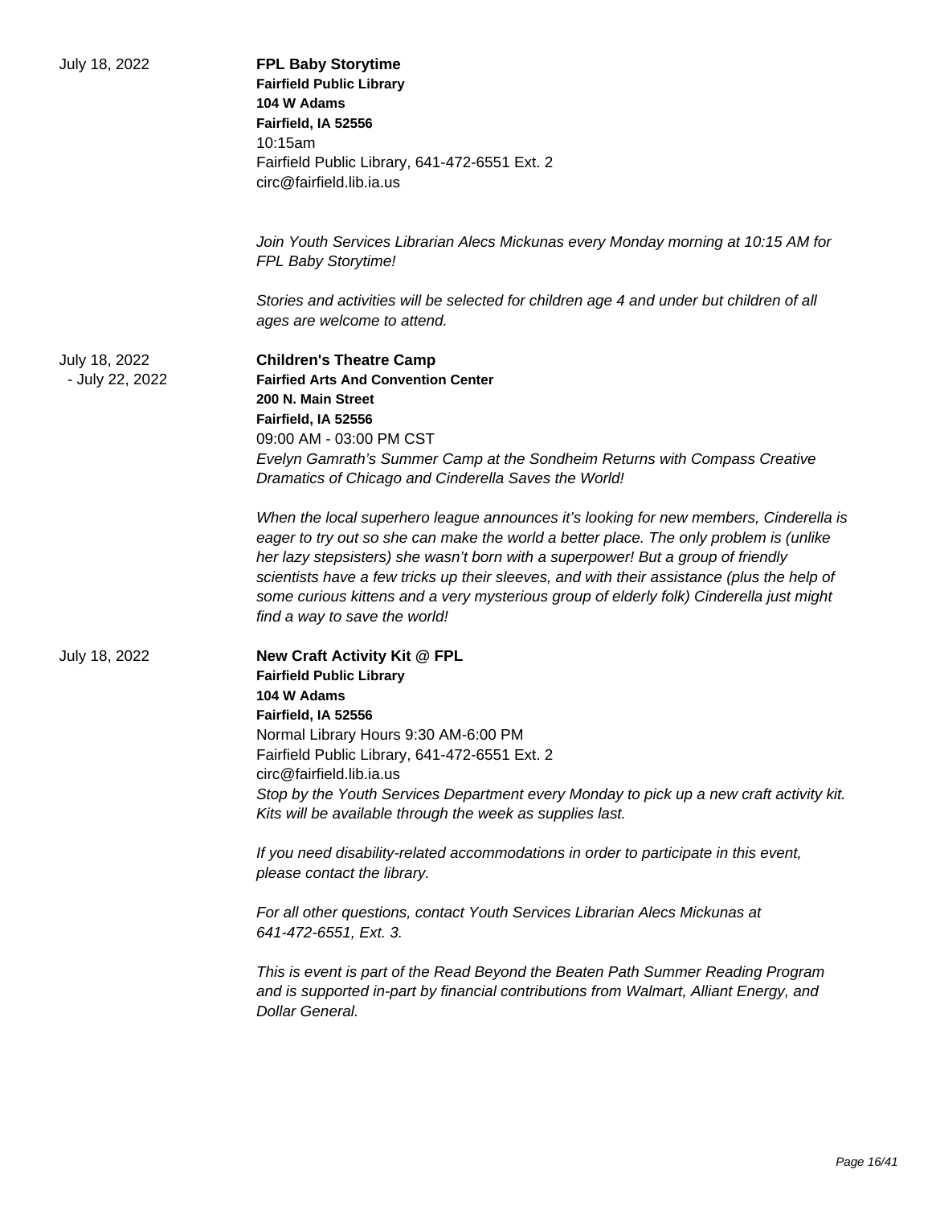July 18, 2022

**FPL Baby Storytime**
**Fairfield Public Library**
**104 W Adams**
**Fairfield, IA 52556**
10:15am
Fairfield Public Library, 641-472-6551 Ext. 2
circ@fairfield.lib.ia.us

*Join Youth Services Librarian Alecs Mickunas every Monday morning at 10:15 AM for FPL Baby Storytime!*

*Stories and activities will be selected for children age 4 and under but children of all ages are welcome to attend.*

July 18, 2022 - July 22, 2022

**Children's Theatre Camp**
**Fairfied Arts And Convention Center**
**200 N. Main Street**
**Fairfield, IA 52556**
09:00 AM - 03:00 PM CST
*Evelyn Gamrath's Summer Camp at the Sondheim Returns with Compass Creative Dramatics of Chicago and Cinderella Saves the World!*

*When the local superhero league announces it's looking for new members, Cinderella is eager to try out so she can make the world a better place. The only problem is (unlike her lazy stepsisters) she wasn't born with a superpower! But a group of friendly scientists have a few tricks up their sleeves, and with their assistance (plus the help of some curious kittens and a very mysterious group of elderly folk) Cinderella just might find a way to save the world!*

July 18, 2022

**New Craft Activity Kit @ FPL**
**Fairfield Public Library**
**104 W Adams**
**Fairfield, IA 52556**
Normal Library Hours 9:30 AM-6:00 PM
Fairfield Public Library, 641-472-6551 Ext. 2
circ@fairfield.lib.ia.us
*Stop by the Youth Services Department every Monday to pick up a new craft activity kit. Kits will be available through the week as supplies last.*

*If you need disability-related accommodations in order to participate in this event, please contact the library.*

*For all other questions, contact Youth Services Librarian Alecs Mickunas at 641-472-6551, Ext. 3.*

*This is event is part of the Read Beyond the Beaten Path Summer Reading Program and is supported in-part by financial contributions from Walmart, Alliant Energy, and Dollar General.*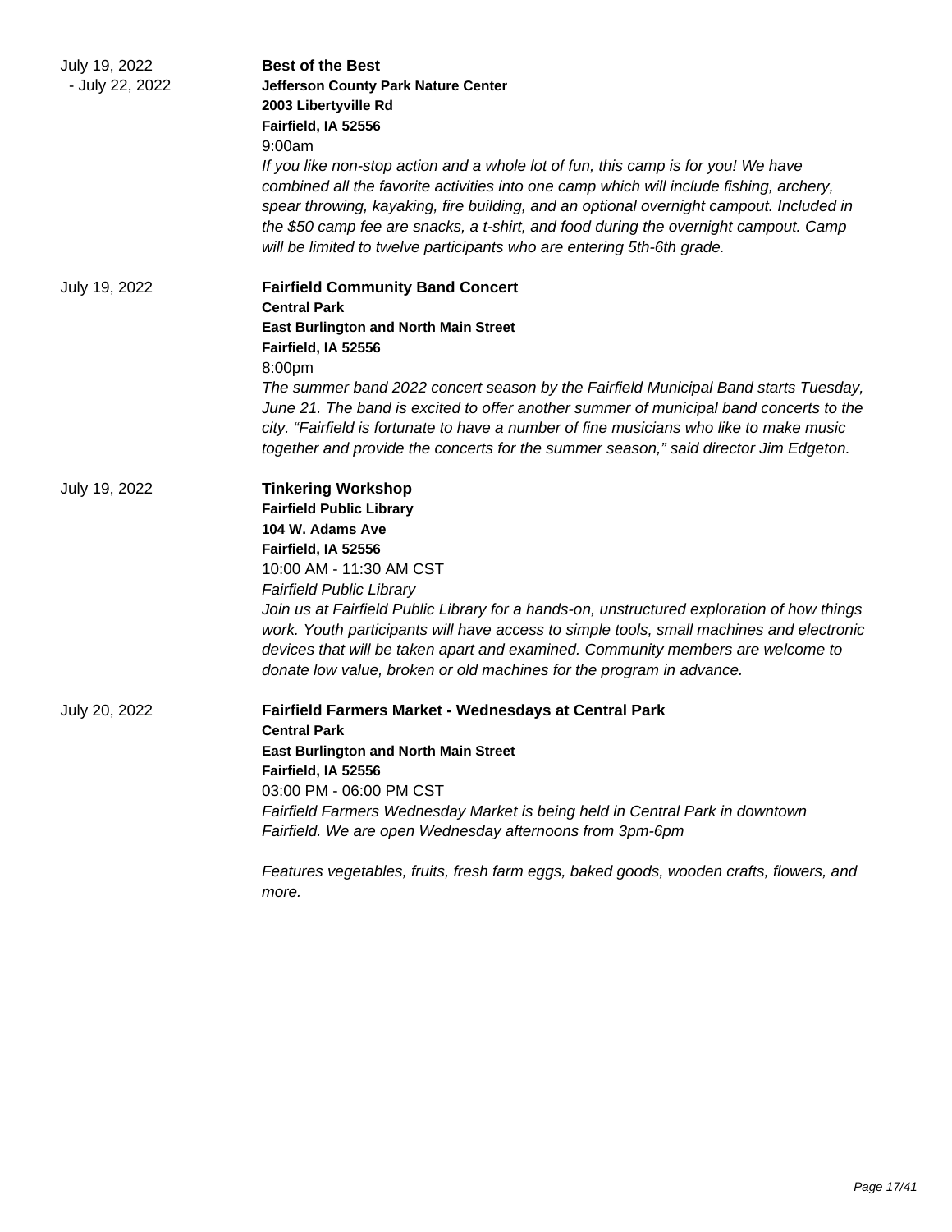July 19, 2022 - July 22, 2022

**Best of the Best**
**Jefferson County Park Nature Center**
**2003 Libertyville Rd**
**Fairfield, IA 52556**
9:00am
*If you like non-stop action and a whole lot of fun, this camp is for you! We have combined all the favorite activities into one camp which will include fishing, archery, spear throwing, kayaking, fire building, and an optional overnight campout. Included in the $50 camp fee are snacks, a t-shirt, and food during the overnight campout. Camp will be limited to twelve participants who are entering 5th-6th grade.*

July 19, 2022

**Fairfield Community Band Concert**
**Central Park**
**East Burlington and North Main Street**
**Fairfield, IA 52556**
8:00pm
*The summer band 2022 concert season by the Fairfield Municipal Band starts Tuesday, June 21. The band is excited to offer another summer of municipal band concerts to the city. "Fairfield is fortunate to have a number of fine musicians who like to make music together and provide the concerts for the summer season," said director Jim Edgeton.*

July 19, 2022

**Tinkering Workshop**
**Fairfield Public Library**
**104 W. Adams Ave**
**Fairfield, IA 52556**
10:00 AM - 11:30 AM CST
*Fairfield Public Library*
*Join us at Fairfield Public Library for a hands-on, unstructured exploration of how things work. Youth participants will have access to simple tools, small machines and electronic devices that will be taken apart and examined. Community members are welcome to donate low value, broken or old machines for the program in advance.*

July 20, 2022

**Fairfield Farmers Market - Wednesdays at Central Park**
**Central Park**
**East Burlington and North Main Street**
**Fairfield, IA 52556**
03:00 PM - 06:00 PM CST
*Fairfield Farmers Wednesday Market is being held in Central Park in downtown Fairfield. We are open Wednesday afternoons from 3pm-6pm*

*Features vegetables, fruits, fresh farm eggs, baked goods, wooden crafts, flowers, and more.*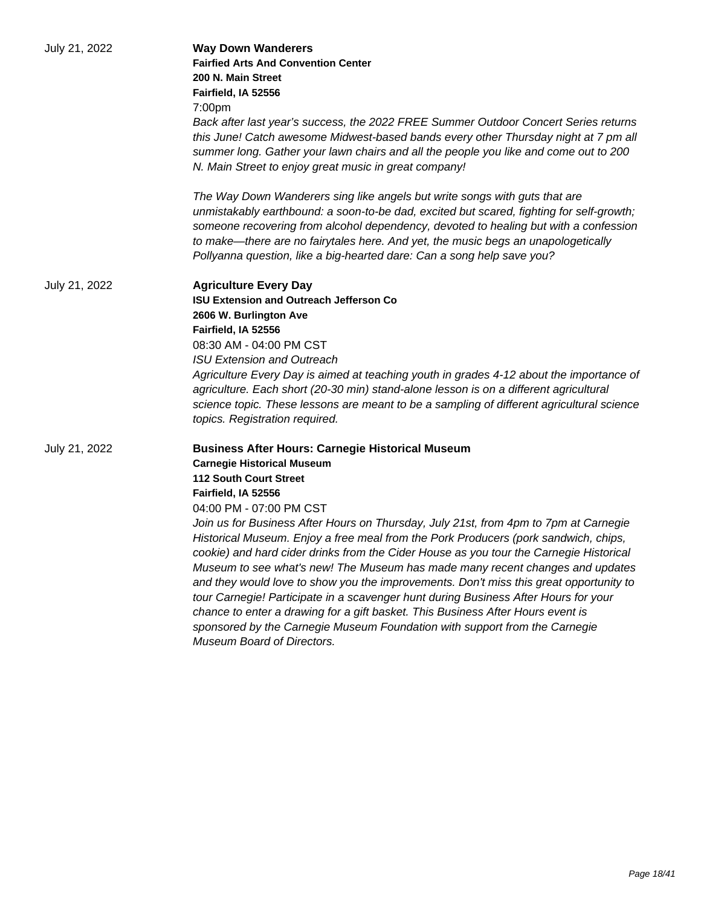July 21, 2022

**Way Down Wanderers**
**Fairfied Arts And Convention Center**
**200 N. Main Street**
**Fairfield, IA 52556**
7:00pm

*Back after last year's success, the 2022 FREE Summer Outdoor Concert Series returns this June! Catch awesome Midwest-based bands every other Thursday night at 7 pm all summer long. Gather your lawn chairs and all the people you like and come out to 200 N. Main Street to enjoy great music in great company!*

*The Way Down Wanderers sing like angels but write songs with guts that are unmistakably earthbound: a soon-to-be dad, excited but scared, fighting for self-growth; someone recovering from alcohol dependency, devoted to healing but with a confession to make—there are no fairytales here. And yet, the music begs an unapologetically Pollyanna question, like a big-hearted dare: Can a song help save you?*

July 21, 2022

**Agriculture Every Day**
**ISU Extension and Outreach Jefferson Co**
**2606 W. Burlington Ave**
**Fairfield, IA 52556**
08:30 AM - 04:00 PM CST
*ISU Extension and Outreach*
*Agriculture Every Day is aimed at teaching youth in grades 4-12 about the importance of agriculture. Each short (20-30 min) stand-alone lesson is on a different agricultural science topic. These lessons are meant to be a sampling of different agricultural science topics. Registration required.*

July 21, 2022

**Business After Hours: Carnegie Historical Museum**
**Carnegie Historical Museum**
**112 South Court Street**
**Fairfield, IA 52556**
04:00 PM - 07:00 PM CST
*Join us for Business After Hours on Thursday, July 21st, from 4pm to 7pm at Carnegie Historical Museum. Enjoy a free meal from the Pork Producers (pork sandwich, chips, cookie) and hard cider drinks from the Cider House as you tour the Carnegie Historical Museum to see what's new! The Museum has made many recent changes and updates and they would love to show you the improvements. Don't miss this great opportunity to tour Carnegie! Participate in a scavenger hunt during Business After Hours for your chance to enter a drawing for a gift basket. This Business After Hours event is sponsored by the Carnegie Museum Foundation with support from the Carnegie Museum Board of Directors.*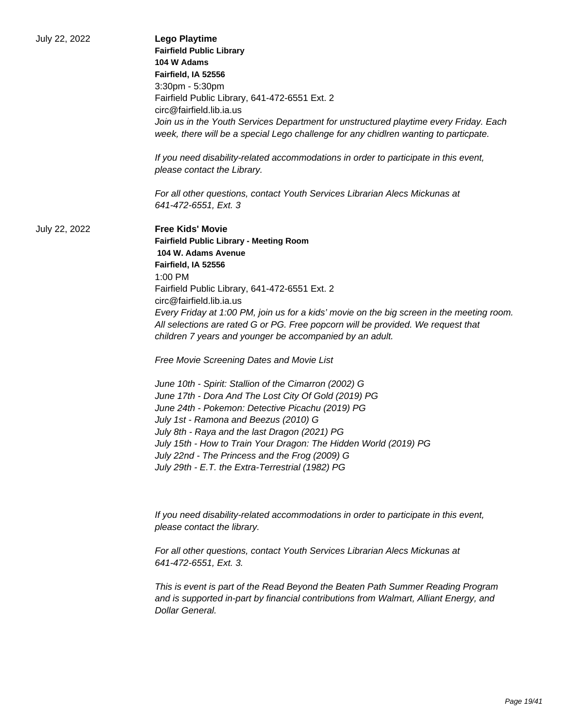July 22, 2022

**Lego Playtime**
**Fairfield Public Library**
**104 W Adams**
**Fairfield, IA 52556**
3:30pm - 5:30pm
Fairfield Public Library, 641-472-6551 Ext. 2
circ@fairfield.lib.ia.us

*Join us in the Youth Services Department for unstructured playtime every Friday. Each week, there will be a special Lego challenge for any chidlren wanting to particpate.*

*If you need disability-related accommodations in order to participate in this event, please contact the Library.*

*For all other questions, contact Youth Services Librarian Alecs Mickunas at 641-472-6551, Ext. 3*

July 22, 2022

**Free Kids' Movie**
**Fairfield Public Library - Meeting Room**
**104 W. Adams Avenue**
**Fairfield, IA 52556**
1:00 PM
Fairfield Public Library, 641-472-6551 Ext. 2
circ@fairfield.lib.ia.us

*Every Friday at 1:00 PM, join us for a kids' movie on the big screen in the meeting room. All selections are rated G or PG. Free popcorn will be provided. We request that children 7 years and younger be accompanied by an adult.*

*Free Movie Screening Dates and Movie List*

*June 10th - Spirit: Stallion of the Cimarron (2002) G*
*June 17th - Dora And The Lost City Of Gold (2019) PG*
*June 24th - Pokemon: Detective Picachu (2019) PG*
*July 1st - Ramona and Beezus (2010) G*
*July 8th - Raya and the last Dragon (2021) PG*
*July 15th - How to Train Your Dragon: The Hidden World (2019) PG*
*July 22nd - The Princess and the Frog (2009) G*
*July 29th - E.T. the Extra-Terrestrial (1982) PG*

*If you need disability-related accommodations in order to participate in this event, please contact the library.*

*For all other questions, contact Youth Services Librarian Alecs Mickunas at 641-472-6551, Ext. 3.*

*This is event is part of the Read Beyond the Beaten Path Summer Reading Program and is supported in-part by financial contributions from Walmart, Alliant Energy, and Dollar General.*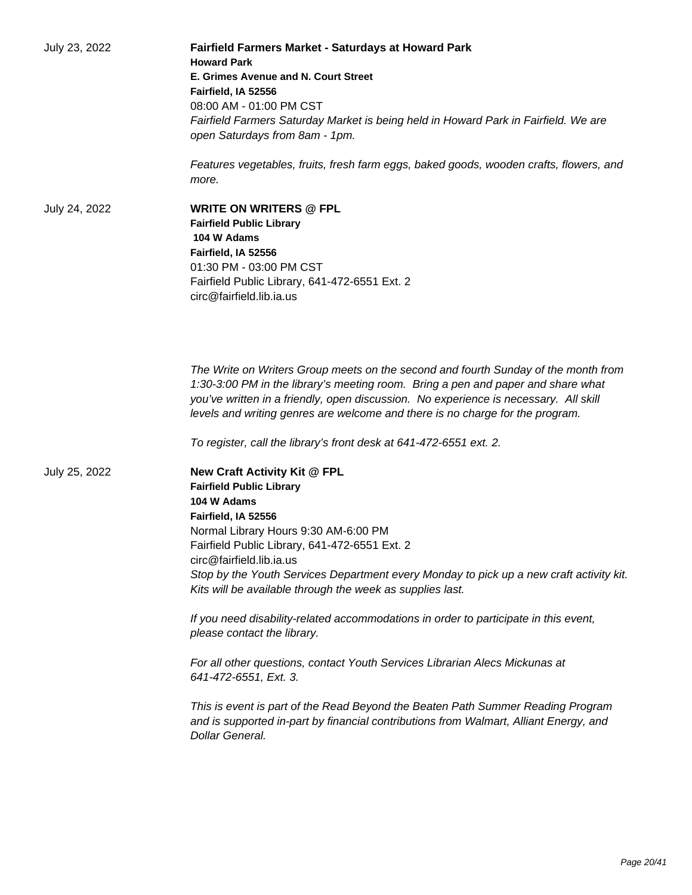July 23, 2022

**Fairfield Farmers Market - Saturdays at Howard Park**
**Howard Park**
**E. Grimes Avenue and N. Court Street**
**Fairfield, IA 52556**
08:00 AM - 01:00 PM CST
*Fairfield Farmers Saturday Market is being held in Howard Park in Fairfield. We are open Saturdays from 8am - 1pm.*

*Features vegetables, fruits, fresh farm eggs, baked goods, wooden crafts, flowers, and more.*

July 24, 2022

**WRITE ON WRITERS @ FPL**
**Fairfield Public Library**
**104 W Adams**
**Fairfield, IA 52556**
01:30 PM - 03:00 PM CST
Fairfield Public Library, 641-472-6551 Ext. 2
circ@fairfield.lib.ia.us

*The Write on Writers Group meets on the second and fourth Sunday of the month from 1:30-3:00 PM in the library's meeting room. Bring a pen and paper and share what you've written in a friendly, open discussion. No experience is necessary. All skill levels and writing genres are welcome and there is no charge for the program.*

*To register, call the library's front desk at 641-472-6551 ext. 2.*

July 25, 2022

**New Craft Activity Kit @ FPL**
**Fairfield Public Library**
**104 W Adams**
**Fairfield, IA 52556**
Normal Library Hours 9:30 AM-6:00 PM
Fairfield Public Library, 641-472-6551 Ext. 2
circ@fairfield.lib.ia.us
*Stop by the Youth Services Department every Monday to pick up a new craft activity kit. Kits will be available through the week as supplies last.*

*If you need disability-related accommodations in order to participate in this event, please contact the library.*

*For all other questions, contact Youth Services Librarian Alecs Mickunas at 641-472-6551, Ext. 3.*

*This is event is part of the Read Beyond the Beaten Path Summer Reading Program and is supported in-part by financial contributions from Walmart, Alliant Energy, and Dollar General.*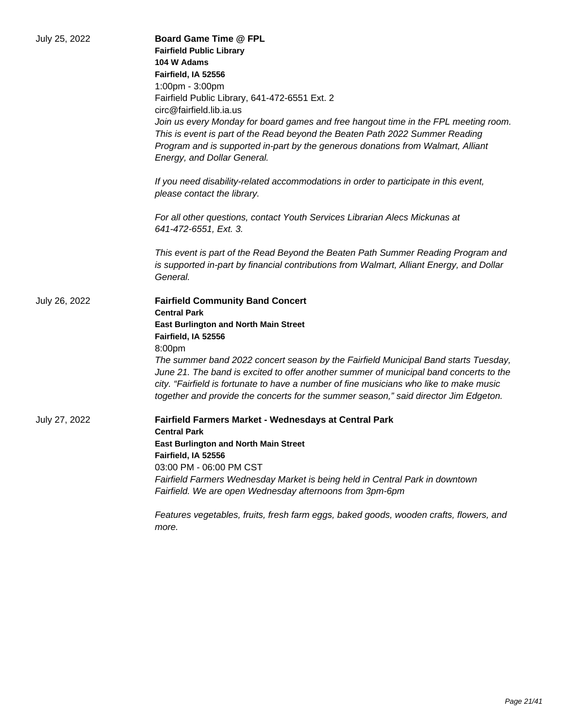July 25, 2022

**Board Game Time @ FPL**
**Fairfield Public Library**
**104 W Adams**
**Fairfield, IA 52556**
1:00pm - 3:00pm
Fairfield Public Library, 641-472-6551 Ext. 2
circ@fairfield.lib.ia.us
*Join us every Monday for board games and free hangout time in the FPL meeting room. This is event is part of the Read beyond the Beaten Path 2022 Summer Reading Program and is supported in-part by the generous donations from Walmart, Alliant Energy, and Dollar General.*

*If you need disability-related accommodations in order to participate in this event, please contact the library.*

*For all other questions, contact Youth Services Librarian Alecs Mickunas at 641-472-6551, Ext. 3.*

*This event is part of the Read Beyond the Beaten Path Summer Reading Program and is supported in-part by financial contributions from Walmart, Alliant Energy, and Dollar General.*

July 26, 2022

**Fairfield Community Band Concert**
**Central Park**
**East Burlington and North Main Street**
**Fairfield, IA 52556**
8:00pm
*The summer band 2022 concert season by the Fairfield Municipal Band starts Tuesday, June 21. The band is excited to offer another summer of municipal band concerts to the city. "Fairfield is fortunate to have a number of fine musicians who like to make music together and provide the concerts for the summer season," said director Jim Edgeton.*

July 27, 2022

**Fairfield Farmers Market - Wednesdays at Central Park**
**Central Park**
**East Burlington and North Main Street**
**Fairfield, IA 52556**
03:00 PM - 06:00 PM CST
*Fairfield Farmers Wednesday Market is being held in Central Park in downtown Fairfield. We are open Wednesday afternoons from 3pm-6pm*

*Features vegetables, fruits, fresh farm eggs, baked goods, wooden crafts, flowers, and more.*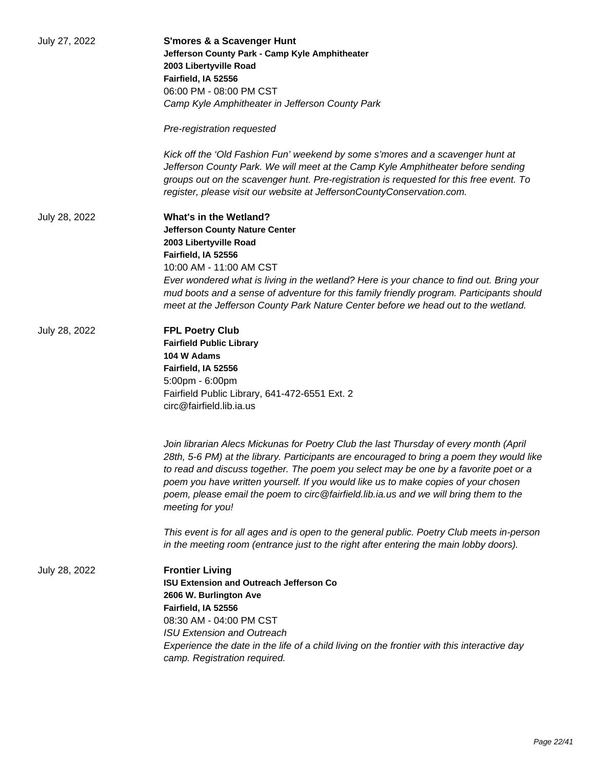July 27, 2022

**S'mores & a Scavenger Hunt**
**Jefferson County Park - Camp Kyle Amphitheater**
**2003 Libertyville Road**
**Fairfield, IA 52556**
06:00 PM - 08:00 PM CST
*Camp Kyle Amphitheater in Jefferson County Park*

*Pre-registration requested*

*Kick off the 'Old Fashion Fun' weekend by some s'mores and a scavenger hunt at Jefferson County Park. We will meet at the Camp Kyle Amphitheater before sending groups out on the scavenger hunt. Pre-registration is requested for this free event. To register, please visit our website at JeffersonCountyConservation.com.*

July 28, 2022

**What's in the Wetland?**
**Jefferson County Nature Center**
**2003 Libertyville Road**
**Fairfield, IA 52556**
10:00 AM - 11:00 AM CST
*Ever wondered what is living in the wetland? Here is your chance to find out. Bring your mud boots and a sense of adventure for this family friendly program. Participants should meet at the Jefferson County Park Nature Center before we head out to the wetland.*

July 28, 2022

**FPL Poetry Club**
**Fairfield Public Library**
**104 W Adams**
**Fairfield, IA 52556**
5:00pm - 6:00pm
Fairfield Public Library, 641-472-6551 Ext. 2
circ@fairfield.lib.ia.us

*Join librarian Alecs Mickunas for Poetry Club the last Thursday of every month (April 28th, 5-6 PM) at the library. Participants are encouraged to bring a poem they would like to read and discuss together. The poem you select may be one by a favorite poet or a poem you have written yourself. If you would like us to make copies of your chosen poem, please email the poem to circ@fairfield.lib.ia.us and we will bring them to the meeting for you!*

*This event is for all ages and is open to the general public. Poetry Club meets in-person in the meeting room (entrance just to the right after entering the main lobby doors).*

July 28, 2022

**Frontier Living**
**ISU Extension and Outreach Jefferson Co**
**2606 W. Burlington Ave**
**Fairfield, IA 52556**
08:30 AM - 04:00 PM CST
*ISU Extension and Outreach*
*Experience the date in the life of a child living on the frontier with this interactive day camp. Registration required.*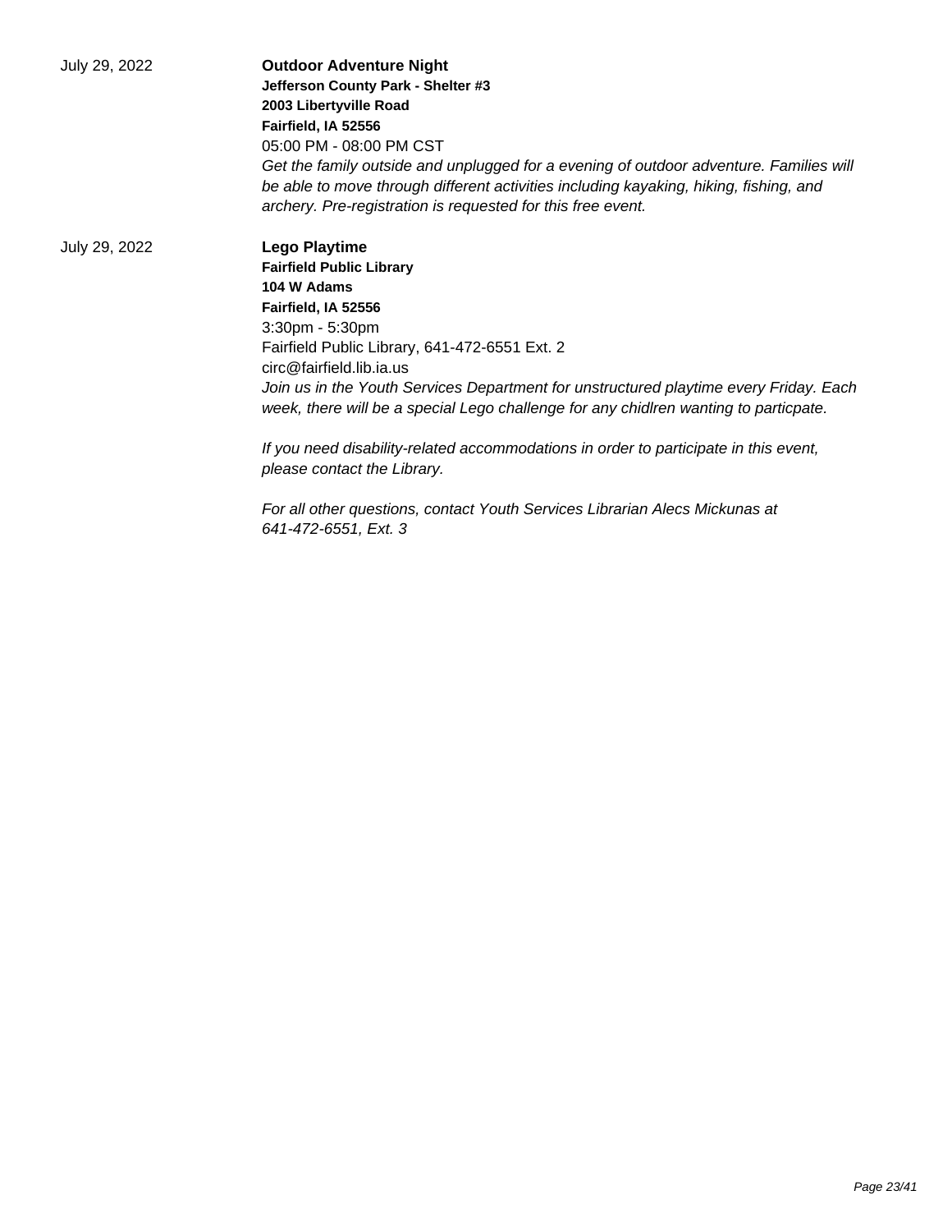July 29, 2022

**Outdoor Adventure Night**
**Jefferson County Park - Shelter #3**
**2003 Libertyville Road**
**Fairfield, IA 52556**
05:00 PM - 08:00 PM CST
*Get the family outside and unplugged for a evening of outdoor adventure. Families will be able to move through different activities including kayaking, hiking, fishing, and archery. Pre-registration is requested for this free event.*

July 29, 2022

**Lego Playtime**
**Fairfield Public Library**
**104 W Adams**
**Fairfield, IA 52556**
3:30pm - 5:30pm
Fairfield Public Library, 641-472-6551 Ext. 2
circ@fairfield.lib.ia.us
*Join us in the Youth Services Department for unstructured playtime every Friday. Each week, there will be a special Lego challenge for any chidlren wanting to particpate.*

*If you need disability-related accommodations in order to participate in this event, please contact the Library.*

*For all other questions, contact Youth Services Librarian Alecs Mickunas at 641-472-6551, Ext. 3*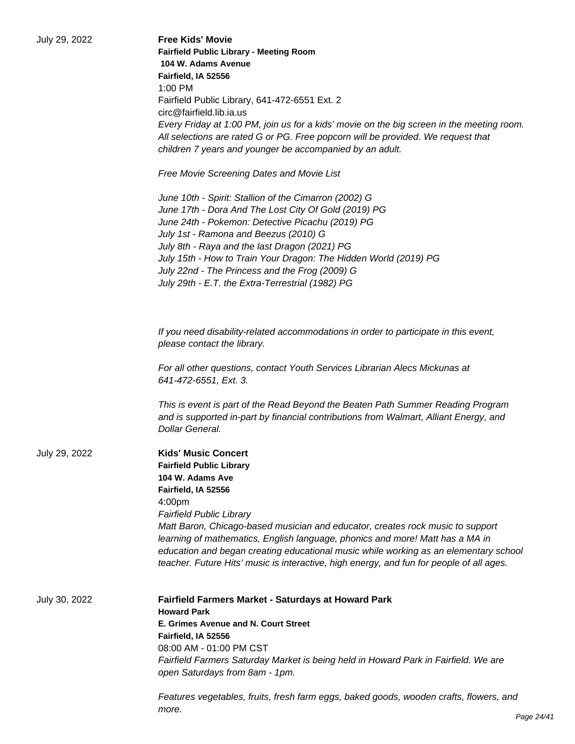July 29, 2022

**Free Kids' Movie**
**Fairfield Public Library - Meeting Room**
**104 W. Adams Avenue**
**Fairfield, IA 52556**
1:00 PM
Fairfield Public Library, 641-472-6551 Ext. 2
circ@fairfield.lib.ia.us

*Every Friday at 1:00 PM, join us for a kids' movie on the big screen in the meeting room. All selections are rated G or PG. Free popcorn will be provided. We request that children 7 years and younger be accompanied by an adult.*

*Free Movie Screening Dates and Movie List*

*June 10th - Spirit: Stallion of the Cimarron (2002) G*
*June 17th - Dora And The Lost City Of Gold (2019) PG*
*June 24th - Pokemon: Detective Picachu (2019) PG*
*July 1st - Ramona and Beezus (2010) G*
*July 8th - Raya and the last Dragon (2021) PG*
*July 15th - How to Train Your Dragon: The Hidden World (2019) PG*
*July 22nd - The Princess and the Frog (2009) G*
*July 29th - E.T. the Extra-Terrestrial (1982) PG*

*If you need disability-related accommodations in order to participate in this event, please contact the library.*

*For all other questions, contact Youth Services Librarian Alecs Mickunas at 641-472-6551, Ext. 3.*

*This is event is part of the Read Beyond the Beaten Path Summer Reading Program and is supported in-part by financial contributions from Walmart, Alliant Energy, and Dollar General.*

July 29, 2022

**Kids' Music Concert**
**Fairfield Public Library**
**104 W. Adams Ave**
**Fairfield, IA 52556**
4:00pm
*Fairfield Public Library*

*Matt Baron, Chicago-based musician and educator, creates rock music to support learning of mathematics, English language, phonics and more! Matt has a MA in education and began creating educational music while working as an elementary school teacher. Future Hits' music is interactive, high energy, and fun for people of all ages.*

July 30, 2022

**Fairfield Farmers Market - Saturdays at Howard Park**
**Howard Park**
**E. Grimes Avenue and N. Court Street**
**Fairfield, IA 52556**
08:00 AM - 01:00 PM CST

*Fairfield Farmers Saturday Market is being held in Howard Park in Fairfield. We are open Saturdays from 8am - 1pm.*

*Features vegetables, fruits, fresh farm eggs, baked goods, wooden crafts, flowers, and more.*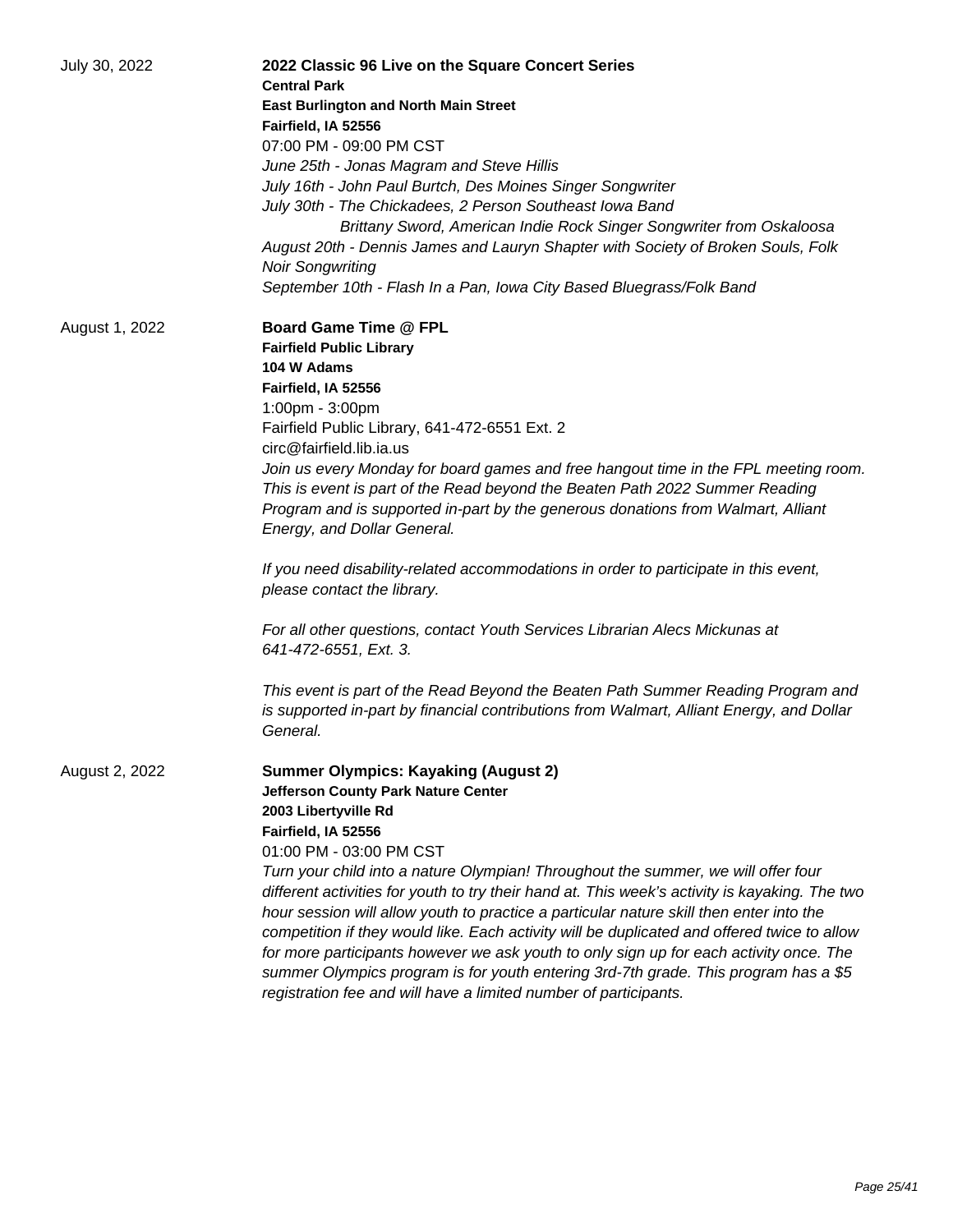July 30, 2022

**2022 Classic 96 Live on the Square Concert Series**
**Central Park**
**East Burlington and North Main Street**
**Fairfield, IA 52556**
07:00 PM - 09:00 PM CST
*June 25th - Jonas Magram and Steve Hillis*
*July 16th - John Paul Burtch, Des Moines Singer Songwriter*
*July 30th - The Chickadees, 2 Person Southeast Iowa Band*
*Brittany Sword, American Indie Rock Singer Songwriter from Oskaloosa*
*August 20th - Dennis James and Lauryn Shapter with Society of Broken Souls, Folk Noir Songwriting*
*September 10th - Flash In a Pan, Iowa City Based Bluegrass/Folk Band*

August 1, 2022

**Board Game Time @ FPL**
**Fairfield Public Library**
**104 W Adams**
**Fairfield, IA 52556**
1:00pm - 3:00pm
Fairfield Public Library, 641-472-6551 Ext. 2
circ@fairfield.lib.ia.us
*Join us every Monday for board games and free hangout time in the FPL meeting room. This is event is part of the Read beyond the Beaten Path 2022 Summer Reading Program and is supported in-part by the generous donations from Walmart, Alliant Energy, and Dollar General.*

*If you need disability-related accommodations in order to participate in this event, please contact the library.*

*For all other questions, contact Youth Services Librarian Alecs Mickunas at 641-472-6551, Ext. 3.*

*This event is part of the Read Beyond the Beaten Path Summer Reading Program and is supported in-part by financial contributions from Walmart, Alliant Energy, and Dollar General.*

August 2, 2022

**Summer Olympics: Kayaking (August 2)**
**Jefferson County Park Nature Center**
**2003 Libertyville Rd**
**Fairfield, IA 52556**
01:00 PM - 03:00 PM CST
*Turn your child into a nature Olympian! Throughout the summer, we will offer four different activities for youth to try their hand at. This week's activity is kayaking. The two hour session will allow youth to practice a particular nature skill then enter into the competition if they would like. Each activity will be duplicated and offered twice to allow for more participants however we ask youth to only sign up for each activity once. The summer Olympics program is for youth entering 3rd-7th grade. This program has a $5 registration fee and will have a limited number of participants.*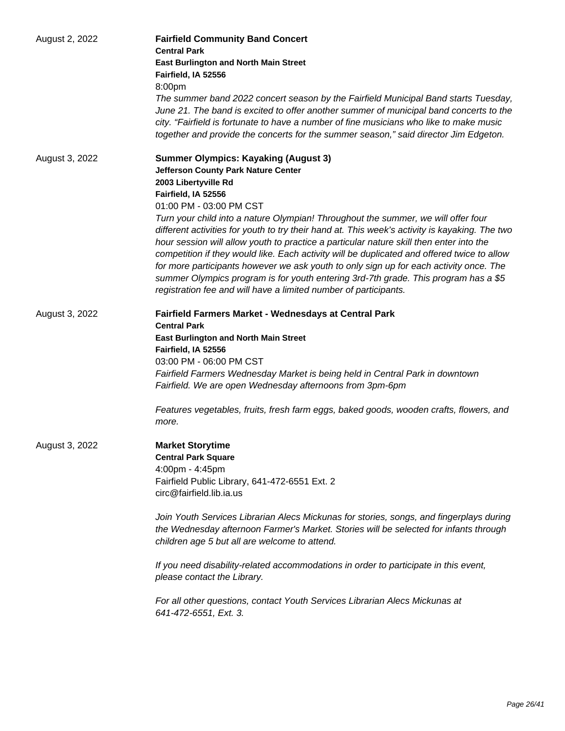August 2, 2022

**Fairfield Community Band Concert**
**Central Park**
**East Burlington and North Main Street**
**Fairfield, IA 52556**
8:00pm
*The summer band 2022 concert season by the Fairfield Municipal Band starts Tuesday, June 21. The band is excited to offer another summer of municipal band concerts to the city. “Fairfield is fortunate to have a number of fine musicians who like to make music together and provide the concerts for the summer season,” said director Jim Edgeton.*

August 3, 2022

**Summer Olympics: Kayaking (August 3)**
**Jefferson County Park Nature Center**
**2003 Libertyville Rd**
**Fairfield, IA 52556**
01:00 PM - 03:00 PM CST
*Turn your child into a nature Olympian! Throughout the summer, we will offer four different activities for youth to try their hand at. This week’s activity is kayaking. The two hour session will allow youth to practice a particular nature skill then enter into the competition if they would like. Each activity will be duplicated and offered twice to allow for more participants however we ask youth to only sign up for each activity once. The summer Olympics program is for youth entering 3rd-7th grade. This program has a $5 registration fee and will have a limited number of participants.*

August 3, 2022

**Fairfield Farmers Market - Wednesdays at Central Park**
**Central Park**
**East Burlington and North Main Street**
**Fairfield, IA 52556**
03:00 PM - 06:00 PM CST
*Fairfield Farmers Wednesday Market is being held in Central Park in downtown Fairfield. We are open Wednesday afternoons from 3pm-6pm*

*Features vegetables, fruits, fresh farm eggs, baked goods, wooden crafts, flowers, and more.*

August 3, 2022

**Market Storytime**
**Central Park Square**
4:00pm - 4:45pm
Fairfield Public Library, 641-472-6551 Ext. 2
circ@fairfield.lib.ia.us

*Join Youth Services Librarian Alecs Mickunas for stories, songs, and fingerplays during the Wednesday afternoon Farmer's Market. Stories will be selected for infants through children age 5 but all are welcome to attend.*

*If you need disability-related accommodations in order to participate in this event, please contact the Library.*

*For all other questions, contact Youth Services Librarian Alecs Mickunas at 641-472-6551, Ext. 3.*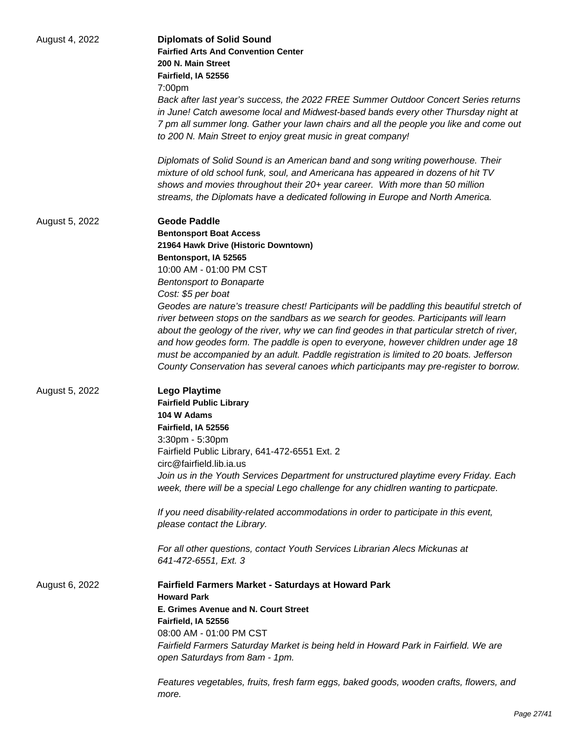August 4, 2022

**Diplomats of Solid Sound**
**Fairfied Arts And Convention Center**
**200 N. Main Street**
**Fairfield, IA 52556**
7:00pm

*Back after last year's success, the 2022 FREE Summer Outdoor Concert Series returns in June! Catch awesome local and Midwest-based bands every other Thursday night at 7 pm all summer long. Gather your lawn chairs and all the people you like and come out to 200 N. Main Street to enjoy great music in great company!*

*Diplomats of Solid Sound is an American band and song writing powerhouse. Their mixture of old school funk, soul, and Americana has appeared in dozens of hit TV shows and movies throughout their 20+ year career. With more than 50 million streams, the Diplomats have a dedicated following in Europe and North America.*

August 5, 2022

**Geode Paddle**
**Bentonsport Boat Access**
**21964 Hawk Drive (Historic Downtown)**
**Bentonsport, IA 52565**
10:00 AM - 01:00 PM CST
*Bentonsport to Bonaparte*
*Cost: $5 per boat*
*Geodes are nature's treasure chest! Participants will be paddling this beautiful stretch of river between stops on the sandbars as we search for geodes. Participants will learn about the geology of the river, why we can find geodes in that particular stretch of river, and how geodes form. The paddle is open to everyone, however children under age 18 must be accompanied by an adult. Paddle registration is limited to 20 boats. Jefferson County Conservation has several canoes which participants may pre-register to borrow.*

August 5, 2022

**Lego Playtime**
**Fairfield Public Library**
**104 W Adams**
**Fairfield, IA 52556**
3:30pm - 5:30pm
Fairfield Public Library, 641-472-6551 Ext. 2
circ@fairfield.lib.ia.us
*Join us in the Youth Services Department for unstructured playtime every Friday. Each week, there will be a special Lego challenge for any chidlren wanting to particpate.*

*If you need disability-related accommodations in order to participate in this event, please contact the Library.*

*For all other questions, contact Youth Services Librarian Alecs Mickunas at 641-472-6551, Ext. 3*

August 6, 2022

**Fairfield Farmers Market - Saturdays at Howard Park**
**Howard Park**
**E. Grimes Avenue and N. Court Street**
**Fairfield, IA 52556**
08:00 AM - 01:00 PM CST
*Fairfield Farmers Saturday Market is being held in Howard Park in Fairfield. We are open Saturdays from 8am - 1pm.*

*Features vegetables, fruits, fresh farm eggs, baked goods, wooden crafts, flowers, and more.*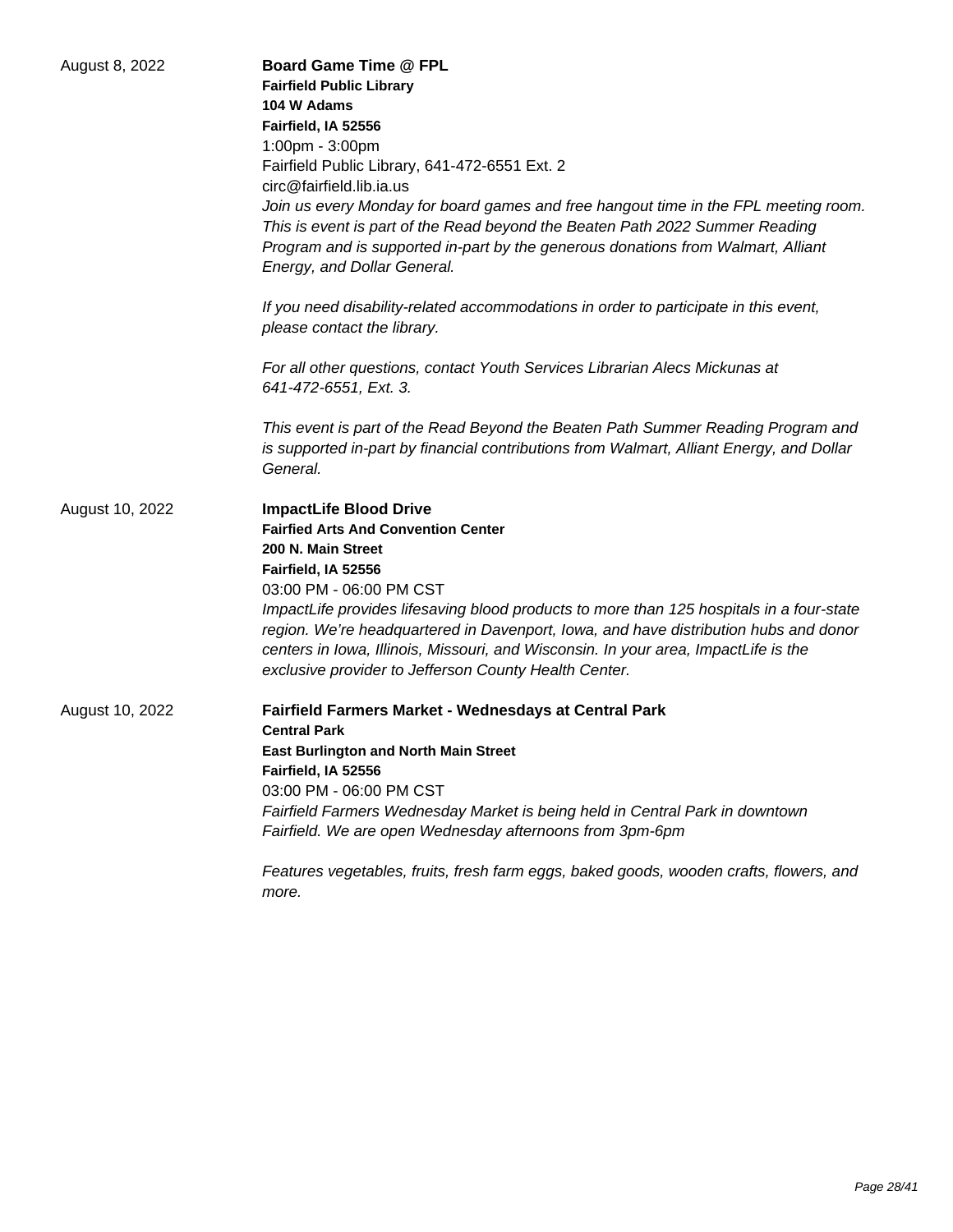August 8, 2022

**Board Game Time @ FPL**
**Fairfield Public Library**
**104 W Adams**
**Fairfield, IA 52556**
1:00pm - 3:00pm
Fairfield Public Library, 641-472-6551 Ext. 2
circ@fairfield.lib.ia.us

*Join us every Monday for board games and free hangout time in the FPL meeting room. This is event is part of the Read beyond the Beaten Path 2022 Summer Reading Program and is supported in-part by the generous donations from Walmart, Alliant Energy, and Dollar General.*

*If you need disability-related accommodations in order to participate in this event, please contact the library.*

*For all other questions, contact Youth Services Librarian Alecs Mickunas at 641-472-6551, Ext. 3.*

*This event is part of the Read Beyond the Beaten Path Summer Reading Program and is supported in-part by financial contributions from Walmart, Alliant Energy, and Dollar General.*

August 10, 2022

**ImpactLife Blood Drive**
**Fairfied Arts And Convention Center**
**200 N. Main Street**
**Fairfield, IA 52556**
03:00 PM - 06:00 PM CST

*ImpactLife provides lifesaving blood products to more than 125 hospitals in a four-state region. We're headquartered in Davenport, Iowa, and have distribution hubs and donor centers in Iowa, Illinois, Missouri, and Wisconsin. In your area, ImpactLife is the exclusive provider to Jefferson County Health Center.*

August 10, 2022

**Fairfield Farmers Market - Wednesdays at Central Park**
**Central Park**
**East Burlington and North Main Street**
**Fairfield, IA 52556**
03:00 PM - 06:00 PM CST

*Fairfield Farmers Wednesday Market is being held in Central Park in downtown Fairfield. We are open Wednesday afternoons from 3pm-6pm*

*Features vegetables, fruits, fresh farm eggs, baked goods, wooden crafts, flowers, and more.*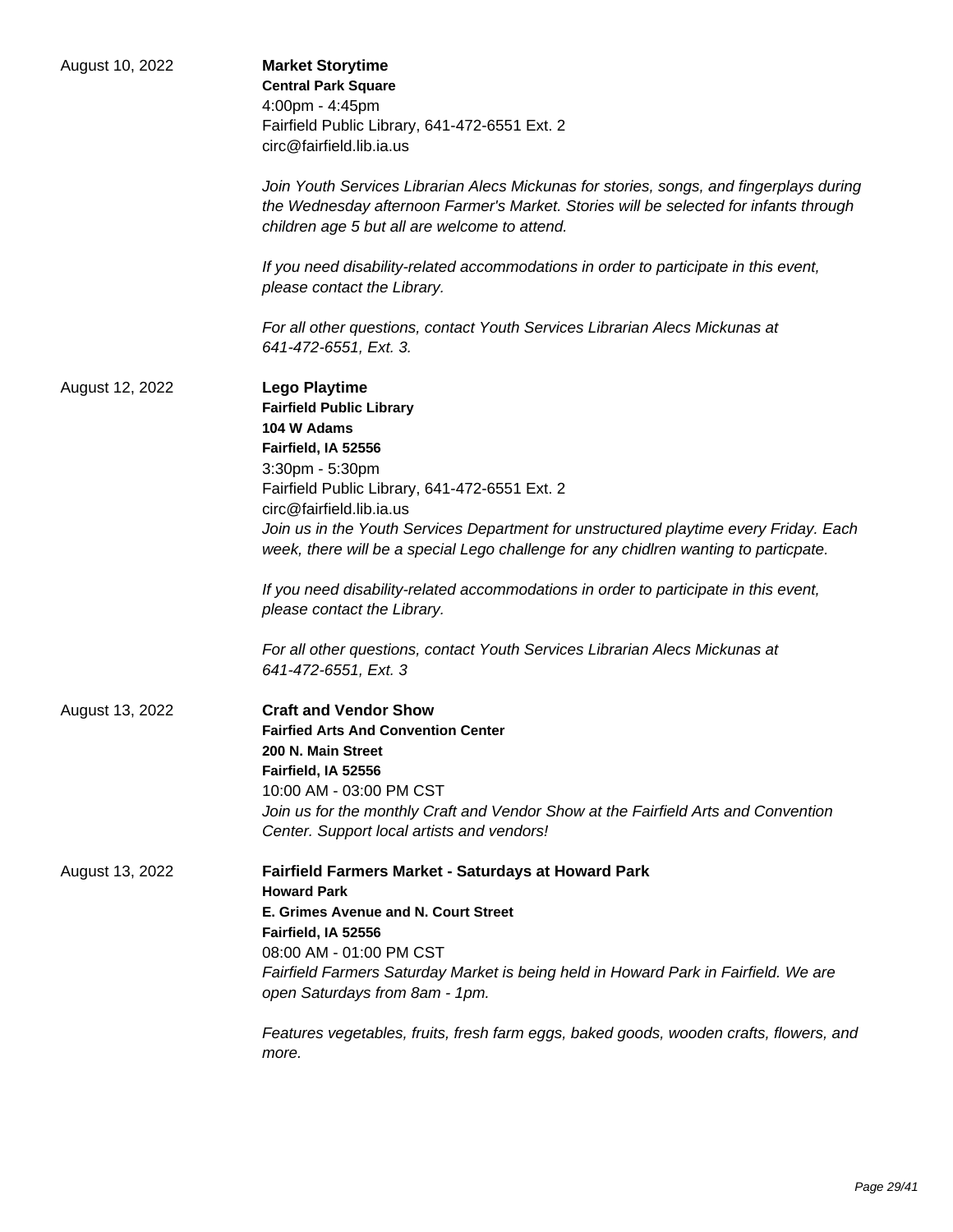August 10, 2022

**Market Storytime**
**Central Park Square**
4:00pm - 4:45pm
Fairfield Public Library, 641-472-6551 Ext. 2
circ@fairfield.lib.ia.us

*Join Youth Services Librarian Alecs Mickunas for stories, songs, and fingerplays during the Wednesday afternoon Farmer's Market. Stories will be selected for infants through children age 5 but all are welcome to attend.*

*If you need disability-related accommodations in order to participate in this event, please contact the Library.*

*For all other questions, contact Youth Services Librarian Alecs Mickunas at 641-472-6551, Ext. 3.*

August 12, 2022

**Lego Playtime**
**Fairfield Public Library**
**104 W Adams**
**Fairfield, IA 52556**
3:30pm - 5:30pm
Fairfield Public Library, 641-472-6551 Ext. 2
circ@fairfield.lib.ia.us
*Join us in the Youth Services Department for unstructured playtime every Friday. Each week, there will be a special Lego challenge for any chidlren wanting to particpate.*

*If you need disability-related accommodations in order to participate in this event, please contact the Library.*

*For all other questions, contact Youth Services Librarian Alecs Mickunas at 641-472-6551, Ext. 3*

August 13, 2022

**Craft and Vendor Show**
**Fairfied Arts And Convention Center**
**200 N. Main Street**
**Fairfield, IA 52556**
10:00 AM - 03:00 PM CST
*Join us for the monthly Craft and Vendor Show at the Fairfield Arts and Convention Center. Support local artists and vendors!*

August 13, 2022

**Fairfield Farmers Market - Saturdays at Howard Park**
**Howard Park**
**E. Grimes Avenue and N. Court Street**
**Fairfield, IA 52556**
08:00 AM - 01:00 PM CST
*Fairfield Farmers Saturday Market is being held in Howard Park in Fairfield. We are open Saturdays from 8am - 1pm.*

*Features vegetables, fruits, fresh farm eggs, baked goods, wooden crafts, flowers, and more.*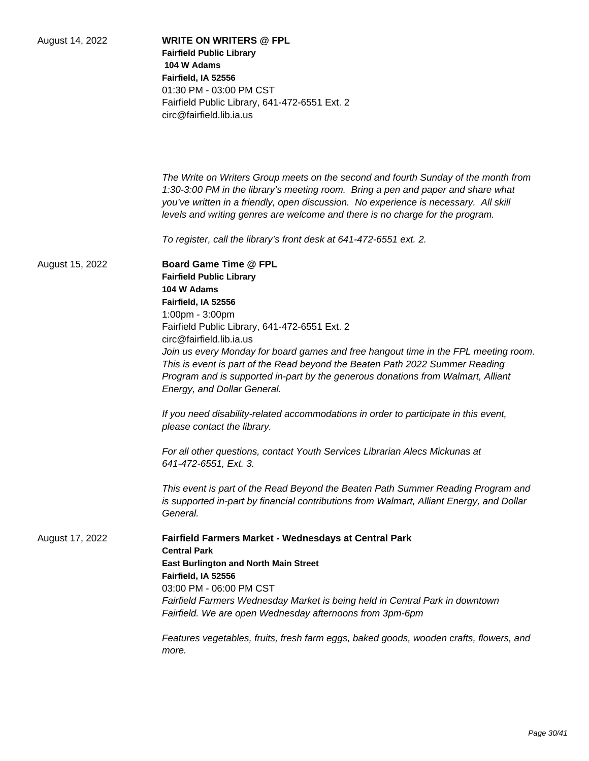August 14, 2022

**WRITE ON WRITERS @ FPL**
**Fairfield Public Library**
**104 W Adams**
**Fairfield, IA 52556**
01:30 PM - 03:00 PM CST
Fairfield Public Library, 641-472-6551 Ext. 2
circ@fairfield.lib.ia.us

*The Write on Writers Group meets on the second and fourth Sunday of the month from 1:30-3:00 PM in the library's meeting room. Bring a pen and paper and share what you've written in a friendly, open discussion. No experience is necessary. All skill levels and writing genres are welcome and there is no charge for the program.*

*To register, call the library's front desk at 641-472-6551 ext. 2.*

August 15, 2022

**Board Game Time @ FPL**
**Fairfield Public Library**
**104 W Adams**
**Fairfield, IA 52556**
1:00pm - 3:00pm
Fairfield Public Library, 641-472-6551 Ext. 2
circ@fairfield.lib.ia.us
*Join us every Monday for board games and free hangout time in the FPL meeting room. This is event is part of the Read beyond the Beaten Path 2022 Summer Reading Program and is supported in-part by the generous donations from Walmart, Alliant Energy, and Dollar General.*

*If you need disability-related accommodations in order to participate in this event, please contact the library.*

*For all other questions, contact Youth Services Librarian Alecs Mickunas at 641-472-6551, Ext. 3.*

*This event is part of the Read Beyond the Beaten Path Summer Reading Program and is supported in-part by financial contributions from Walmart, Alliant Energy, and Dollar General.*

August 17, 2022

**Fairfield Farmers Market - Wednesdays at Central Park**
**Central Park**
**East Burlington and North Main Street**
**Fairfield, IA 52556**
03:00 PM - 06:00 PM CST
*Fairfield Farmers Wednesday Market is being held in Central Park in downtown Fairfield. We are open Wednesday afternoons from 3pm-6pm*

*Features vegetables, fruits, fresh farm eggs, baked goods, wooden crafts, flowers, and more.*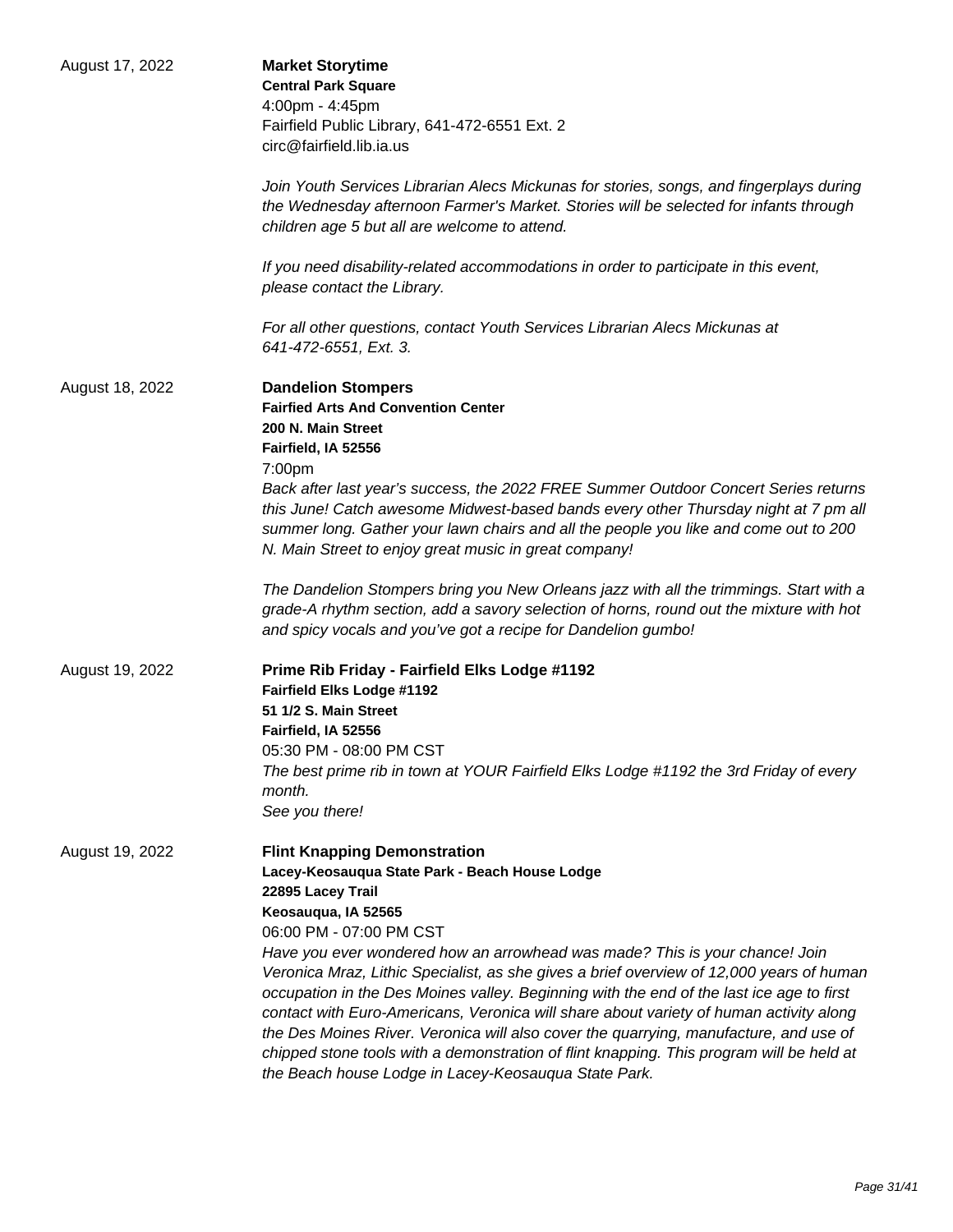August 17, 2022

**Market Storytime**
**Central Park Square**
4:00pm - 4:45pm
Fairfield Public Library, 641-472-6551 Ext. 2
circ@fairfield.lib.ia.us

*Join Youth Services Librarian Alecs Mickunas for stories, songs, and fingerplays during the Wednesday afternoon Farmer's Market. Stories will be selected for infants through children age 5 but all are welcome to attend.*

*If you need disability-related accommodations in order to participate in this event, please contact the Library.*

*For all other questions, contact Youth Services Librarian Alecs Mickunas at 641-472-6551, Ext. 3.*

August 18, 2022

**Dandelion Stompers**
**Fairfied Arts And Convention Center**
**200 N. Main Street**
**Fairfield, IA 52556**
7:00pm
*Back after last year's success, the 2022 FREE Summer Outdoor Concert Series returns this June! Catch awesome Midwest-based bands every other Thursday night at 7 pm all summer long. Gather your lawn chairs and all the people you like and come out to 200 N. Main Street to enjoy great music in great company!*

*The Dandelion Stompers bring you New Orleans jazz with all the trimmings. Start with a grade-A rhythm section, add a savory selection of horns, round out the mixture with hot and spicy vocals and you've got a recipe for Dandelion gumbo!*

August 19, 2022

**Prime Rib Friday - Fairfield Elks Lodge #1192**
**Fairfield Elks Lodge #1192**
**51 1/2 S. Main Street**
**Fairfield, IA 52556**
05:30 PM - 08:00 PM CST
*The best prime rib in town at YOUR Fairfield Elks Lodge #1192 the 3rd Friday of every month.*
*See you there!*

August 19, 2022

**Flint Knapping Demonstration**
**Lacey-Keosauqua State Park - Beach House Lodge**
**22895 Lacey Trail**
**Keosauqua, IA 52565**
06:00 PM - 07:00 PM CST
*Have you ever wondered how an arrowhead was made? This is your chance! Join Veronica Mraz, Lithic Specialist, as she gives a brief overview of 12,000 years of human occupation in the Des Moines valley. Beginning with the end of the last ice age to first contact with Euro-Americans, Veronica will share about variety of human activity along the Des Moines River. Veronica will also cover the quarrying, manufacture, and use of chipped stone tools with a demonstration of flint knapping. This program will be held at the Beach house Lodge in Lacey-Keosauqua State Park.*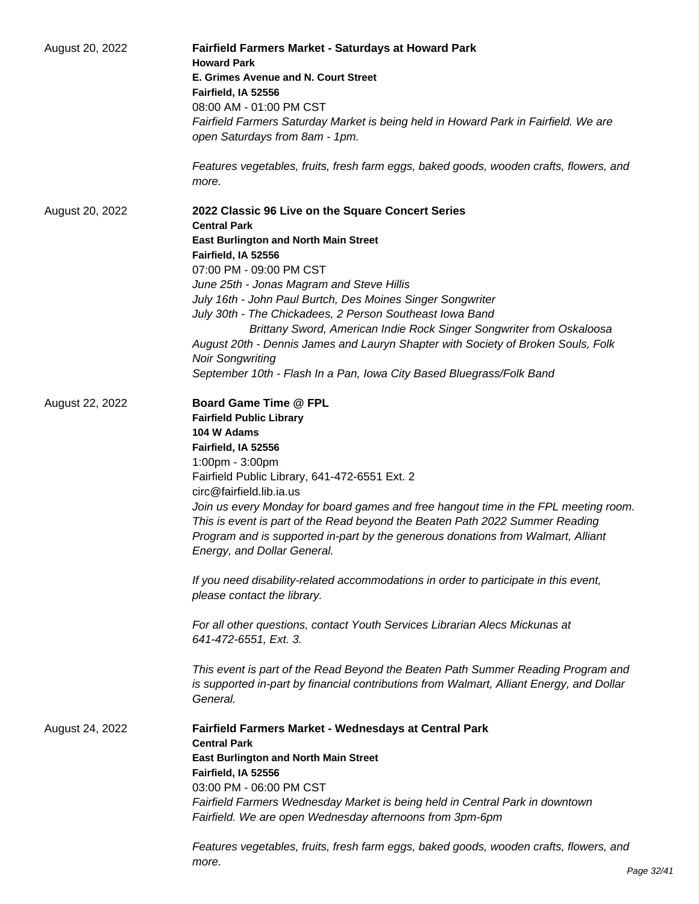August 20, 2022

**Fairfield Farmers Market - Saturdays at Howard Park**
**Howard Park**
**E. Grimes Avenue and N. Court Street**
**Fairfield, IA 52556**
08:00 AM - 01:00 PM CST
*Fairfield Farmers Saturday Market is being held in Howard Park in Fairfield. We are open Saturdays from 8am - 1pm.*

*Features vegetables, fruits, fresh farm eggs, baked goods, wooden crafts, flowers, and more.*

August 20, 2022

**2022 Classic 96 Live on the Square Concert Series**
**Central Park**
**East Burlington and North Main Street**
**Fairfield, IA 52556**
07:00 PM - 09:00 PM CST
*June 25th - Jonas Magram and Steve Hillis*
*July 16th - John Paul Burtch, Des Moines Singer Songwriter*
*July 30th - The Chickadees, 2 Person Southeast Iowa Band*
*Brittany Sword, American Indie Rock Singer Songwriter from Oskaloosa*
*August 20th - Dennis James and Lauryn Shapter with Society of Broken Souls, Folk Noir Songwriting*
*September 10th - Flash In a Pan, Iowa City Based Bluegrass/Folk Band*

August 22, 2022

**Board Game Time @ FPL**
**Fairfield Public Library**
**104 W Adams**
**Fairfield, IA 52556**
1:00pm - 3:00pm
Fairfield Public Library, 641-472-6551 Ext. 2
circ@fairfield.lib.ia.us
*Join us every Monday for board games and free hangout time in the FPL meeting room. This is event is part of the Read beyond the Beaten Path 2022 Summer Reading Program and is supported in-part by the generous donations from Walmart, Alliant Energy, and Dollar General.*

*If you need disability-related accommodations in order to participate in this event, please contact the library.*

*For all other questions, contact Youth Services Librarian Alecs Mickunas at 641-472-6551, Ext. 3.*

*This event is part of the Read Beyond the Beaten Path Summer Reading Program and is supported in-part by financial contributions from Walmart, Alliant Energy, and Dollar General.*

August 24, 2022

**Fairfield Farmers Market - Wednesdays at Central Park**
**Central Park**
**East Burlington and North Main Street**
**Fairfield, IA 52556**
03:00 PM - 06:00 PM CST
*Fairfield Farmers Wednesday Market is being held in Central Park in downtown Fairfield. We are open Wednesday afternoons from 3pm-6pm*

*Features vegetables, fruits, fresh farm eggs, baked goods, wooden crafts, flowers, and more.*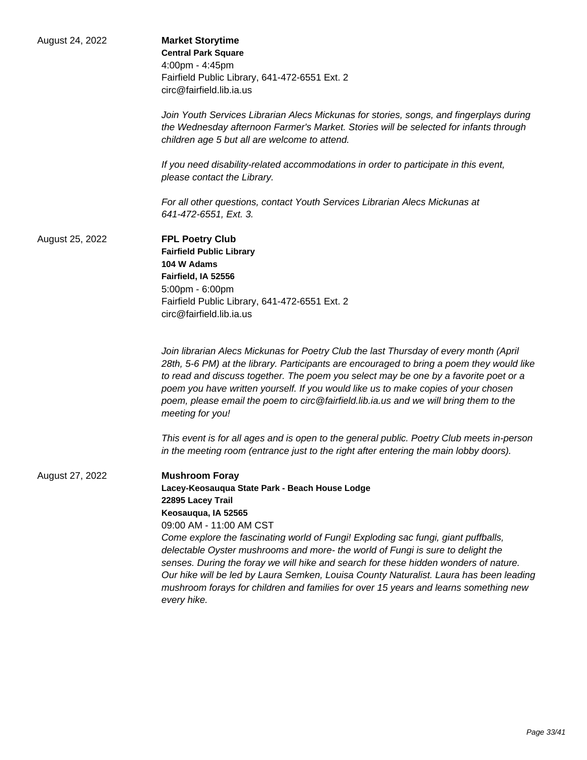August 24, 2022

**Market Storytime**
**Central Park Square**
4:00pm - 4:45pm
Fairfield Public Library, 641-472-6551 Ext. 2
circ@fairfield.lib.ia.us

*Join Youth Services Librarian Alecs Mickunas for stories, songs, and fingerplays during the Wednesday afternoon Farmer's Market. Stories will be selected for infants through children age 5 but all are welcome to attend.*

*If you need disability-related accommodations in order to participate in this event, please contact the Library.*

*For all other questions, contact Youth Services Librarian Alecs Mickunas at 641-472-6551, Ext. 3.*

August 25, 2022

**FPL Poetry Club**
**Fairfield Public Library**
**104 W Adams**
**Fairfield, IA 52556**
5:00pm - 6:00pm
Fairfield Public Library, 641-472-6551 Ext. 2
circ@fairfield.lib.ia.us

*Join librarian Alecs Mickunas for Poetry Club the last Thursday of every month (April 28th, 5-6 PM) at the library. Participants are encouraged to bring a poem they would like to read and discuss together. The poem you select may be one by a favorite poet or a poem you have written yourself. If you would like us to make copies of your chosen poem, please email the poem to circ@fairfield.lib.ia.us and we will bring them to the meeting for you!*

*This event is for all ages and is open to the general public. Poetry Club meets in-person in the meeting room (entrance just to the right after entering the main lobby doors).*

August 27, 2022

**Mushroom Foray**
**Lacey-Keosauqua State Park - Beach House Lodge**
**22895 Lacey Trail**
**Keosauqua, IA 52565**
09:00 AM - 11:00 AM CST
*Come explore the fascinating world of Fungi! Exploding sac fungi, giant puffballs, delectable Oyster mushrooms and more- the world of Fungi is sure to delight the senses. During the foray we will hike and search for these hidden wonders of nature. Our hike will be led by Laura Semken, Louisa County Naturalist. Laura has been leading mushroom forays for children and families for over 15 years and learns something new every hike.*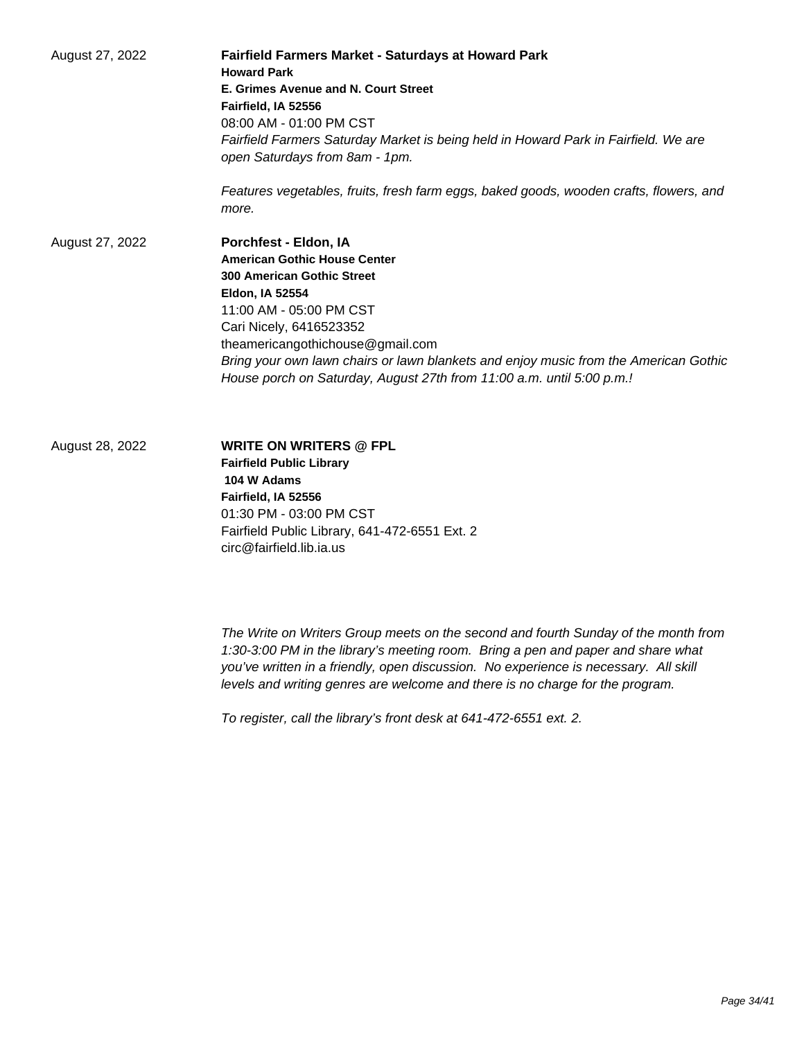August 27, 2022

**Fairfield Farmers Market - Saturdays at Howard Park**
**Howard Park**
**E. Grimes Avenue and N. Court Street**
**Fairfield, IA 52556**
08:00 AM - 01:00 PM CST

*Fairfield Farmers Saturday Market is being held in Howard Park in Fairfield. We are open Saturdays from 8am - 1pm.*

*Features vegetables, fruits, fresh farm eggs, baked goods, wooden crafts, flowers, and more.*

August 27, 2022

**Porchfest - Eldon, IA**
**American Gothic House Center**
**300 American Gothic Street**
**Eldon, IA 52554**
11:00 AM - 05:00 PM CST
Cari Nicely, 6416523352
theamericangothichouse@gmail.com

*Bring your own lawn chairs or lawn blankets and enjoy music from the American Gothic House porch on Saturday, August 27th from 11:00 a.m. until 5:00 p.m.!*

August 28, 2022

**WRITE ON WRITERS @ FPL**
**Fairfield Public Library**
**104 W Adams**
**Fairfield, IA 52556**
01:30 PM - 03:00 PM CST
Fairfield Public Library, 641-472-6551 Ext. 2
circ@fairfield.lib.ia.us

*The Write on Writers Group meets on the second and fourth Sunday of the month from 1:30-3:00 PM in the library's meeting room. Bring a pen and paper and share what you've written in a friendly, open discussion. No experience is necessary. All skill levels and writing genres are welcome and there is no charge for the program.*

*To register, call the library's front desk at 641-472-6551 ext. 2.*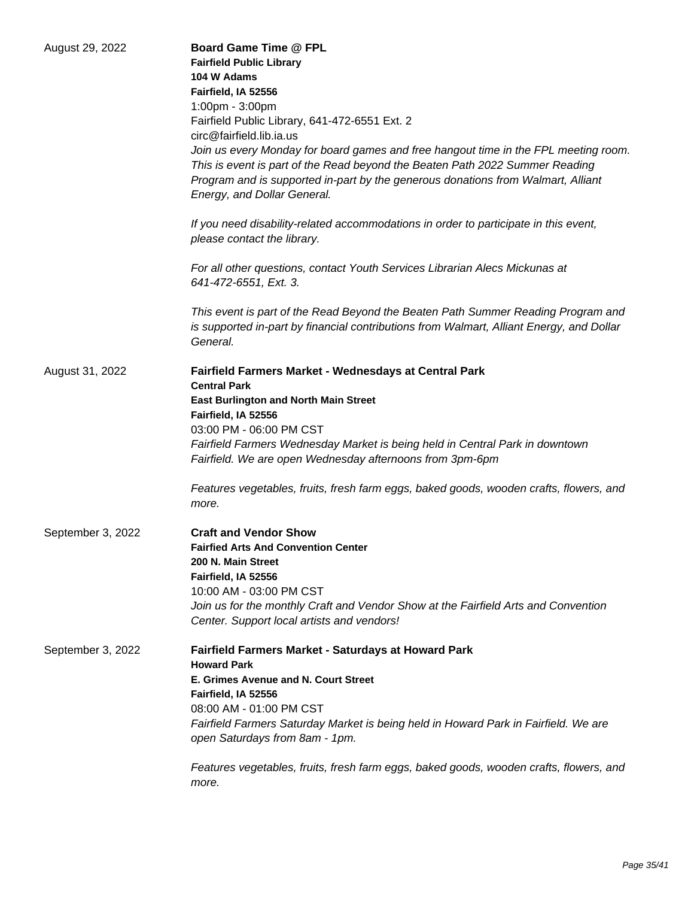August 29, 2022

**Board Game Time @ FPL**
**Fairfield Public Library**
**104 W Adams**
**Fairfield, IA 52556**
1:00pm - 3:00pm
Fairfield Public Library, 641-472-6551 Ext. 2
circ@fairfield.lib.ia.us

*Join us every Monday for board games and free hangout time in the FPL meeting room. This is event is part of the Read beyond the Beaten Path 2022 Summer Reading Program and is supported in-part by the generous donations from Walmart, Alliant Energy, and Dollar General.*

*If you need disability-related accommodations in order to participate in this event, please contact the library.*

*For all other questions, contact Youth Services Librarian Alecs Mickunas at 641-472-6551, Ext. 3.*

*This event is part of the Read Beyond the Beaten Path Summer Reading Program and is supported in-part by financial contributions from Walmart, Alliant Energy, and Dollar General.*

August 31, 2022

**Fairfield Farmers Market - Wednesdays at Central Park**
**Central Park**
**East Burlington and North Main Street**
**Fairfield, IA 52556**
03:00 PM - 06:00 PM CST

*Fairfield Farmers Wednesday Market is being held in Central Park in downtown Fairfield. We are open Wednesday afternoons from 3pm-6pm*

*Features vegetables, fruits, fresh farm eggs, baked goods, wooden crafts, flowers, and more.*

September 3, 2022

**Craft and Vendor Show**
**Fairfied Arts And Convention Center**
**200 N. Main Street**
**Fairfield, IA 52556**
10:00 AM - 03:00 PM CST

*Join us for the monthly Craft and Vendor Show at the Fairfield Arts and Convention Center. Support local artists and vendors!*

September 3, 2022

**Fairfield Farmers Market - Saturdays at Howard Park**
**Howard Park**
**E. Grimes Avenue and N. Court Street**
**Fairfield, IA 52556**
08:00 AM - 01:00 PM CST

*Fairfield Farmers Saturday Market is being held in Howard Park in Fairfield. We are open Saturdays from 8am - 1pm.*

*Features vegetables, fruits, fresh farm eggs, baked goods, wooden crafts, flowers, and more.*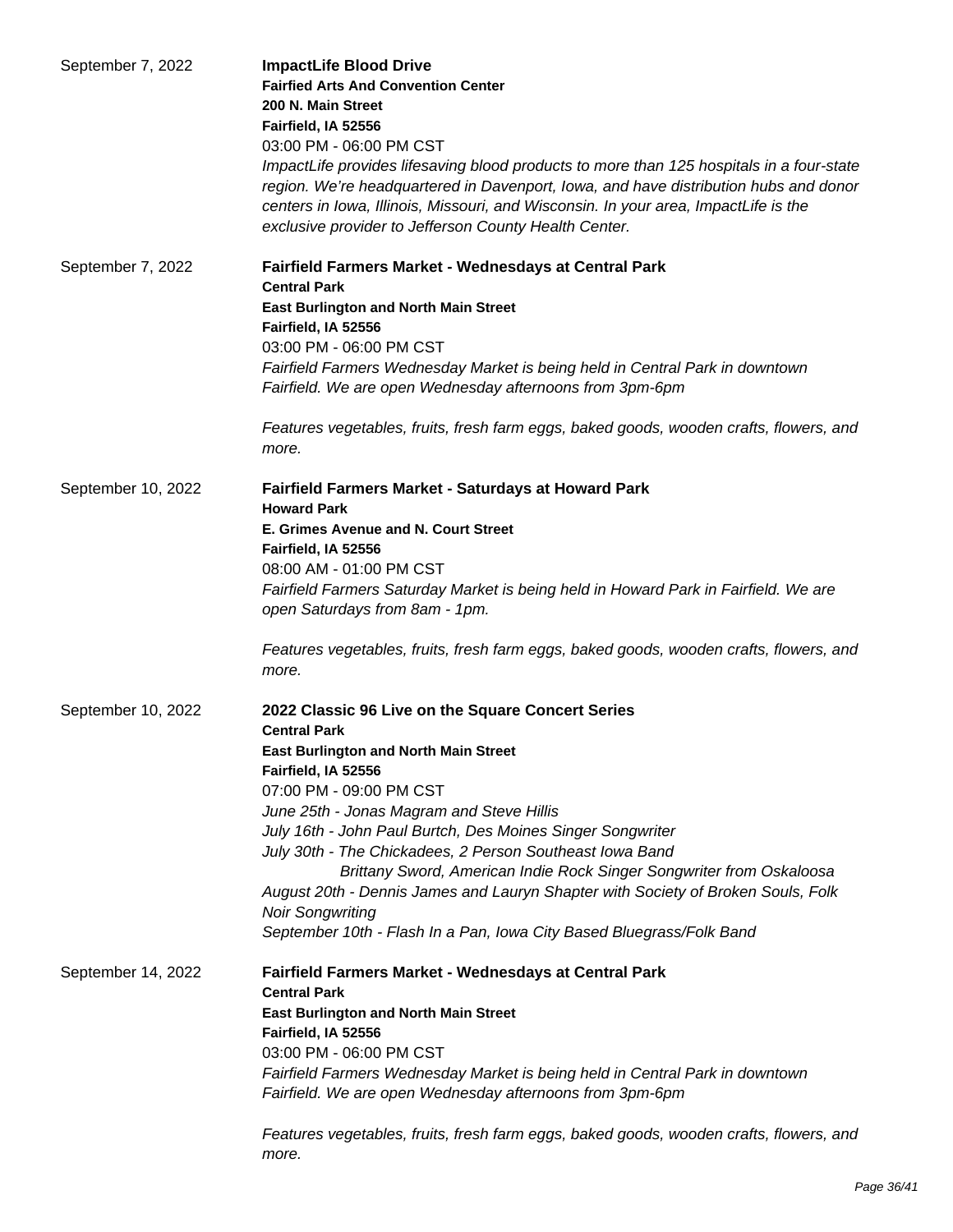September 7, 2022

**ImpactLife Blood Drive**
**Fairfied Arts And Convention Center**
**200 N. Main Street**
**Fairfield, IA 52556**
03:00 PM - 06:00 PM CST
*ImpactLife provides lifesaving blood products to more than 125 hospitals in a four-state region. We're headquartered in Davenport, Iowa, and have distribution hubs and donor centers in Iowa, Illinois, Missouri, and Wisconsin. In your area, ImpactLife is the exclusive provider to Jefferson County Health Center.*

September 7, 2022

**Fairfield Farmers Market - Wednesdays at Central Park**
**Central Park**
**East Burlington and North Main Street**
**Fairfield, IA 52556**
03:00 PM - 06:00 PM CST
*Fairfield Farmers Wednesday Market is being held in Central Park in downtown Fairfield. We are open Wednesday afternoons from 3pm-6pm*

*Features vegetables, fruits, fresh farm eggs, baked goods, wooden crafts, flowers, and more.*

September 10, 2022

**Fairfield Farmers Market - Saturdays at Howard Park**
**Howard Park**
**E. Grimes Avenue and N. Court Street**
**Fairfield, IA 52556**
08:00 AM - 01:00 PM CST
*Fairfield Farmers Saturday Market is being held in Howard Park in Fairfield. We are open Saturdays from 8am - 1pm.*

*Features vegetables, fruits, fresh farm eggs, baked goods, wooden crafts, flowers, and more.*

September 10, 2022

**2022 Classic 96 Live on the Square Concert Series**
**Central Park**
**East Burlington and North Main Street**
**Fairfield, IA 52556**
07:00 PM - 09:00 PM CST
*June 25th - Jonas Magram and Steve Hillis*
*July 16th - John Paul Burtch, Des Moines Singer Songwriter*
*July 30th - The Chickadees, 2 Person Southeast Iowa Band*
*Brittany Sword, American Indie Rock Singer Songwriter from Oskaloosa*
*August 20th - Dennis James and Lauryn Shapter with Society of Broken Souls, Folk Noir Songwriting*
*September 10th - Flash In a Pan, Iowa City Based Bluegrass/Folk Band*

September 14, 2022

**Fairfield Farmers Market - Wednesdays at Central Park**
**Central Park**
**East Burlington and North Main Street**
**Fairfield, IA 52556**
03:00 PM - 06:00 PM CST
*Fairfield Farmers Wednesday Market is being held in Central Park in downtown Fairfield. We are open Wednesday afternoons from 3pm-6pm*

*Features vegetables, fruits, fresh farm eggs, baked goods, wooden crafts, flowers, and more.*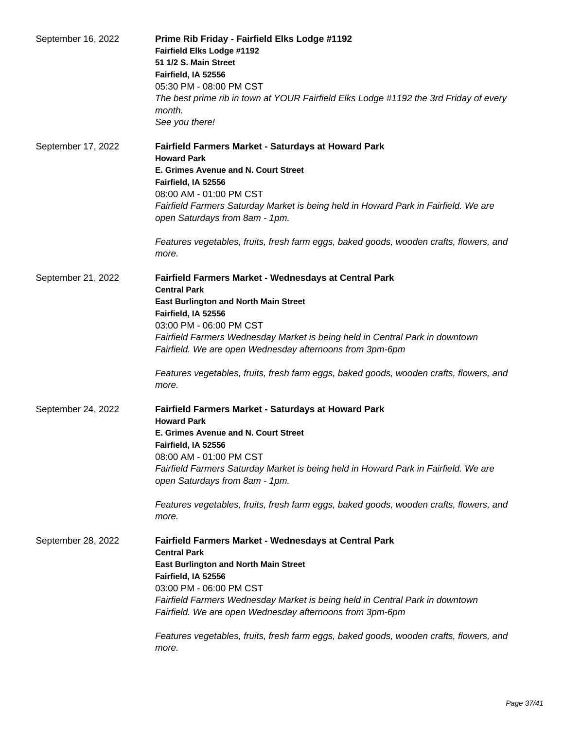September 16, 2022

**Prime Rib Friday - Fairfield Elks Lodge #1192**
**Fairfield Elks Lodge #1192**
**51 1/2 S. Main Street**
**Fairfield, IA 52556**
05:30 PM - 08:00 PM CST
*The best prime rib in town at YOUR Fairfield Elks Lodge #1192 the 3rd Friday of every month.*
*See you there!*

September 17, 2022

**Fairfield Farmers Market - Saturdays at Howard Park**
**Howard Park**
**E. Grimes Avenue and N. Court Street**
**Fairfield, IA 52556**
08:00 AM - 01:00 PM CST
*Fairfield Farmers Saturday Market is being held in Howard Park in Fairfield. We are open Saturdays from 8am - 1pm.*

*Features vegetables, fruits, fresh farm eggs, baked goods, wooden crafts, flowers, and more.*

September 21, 2022

**Fairfield Farmers Market - Wednesdays at Central Park**
**Central Park**
**East Burlington and North Main Street**
**Fairfield, IA 52556**
03:00 PM - 06:00 PM CST
*Fairfield Farmers Wednesday Market is being held in Central Park in downtown Fairfield. We are open Wednesday afternoons from 3pm-6pm*

*Features vegetables, fruits, fresh farm eggs, baked goods, wooden crafts, flowers, and more.*

September 24, 2022

**Fairfield Farmers Market - Saturdays at Howard Park**
**Howard Park**
**E. Grimes Avenue and N. Court Street**
**Fairfield, IA 52556**
08:00 AM - 01:00 PM CST
*Fairfield Farmers Saturday Market is being held in Howard Park in Fairfield. We are open Saturdays from 8am - 1pm.*

*Features vegetables, fruits, fresh farm eggs, baked goods, wooden crafts, flowers, and more.*

September 28, 2022

**Fairfield Farmers Market - Wednesdays at Central Park**
**Central Park**
**East Burlington and North Main Street**
**Fairfield, IA 52556**
03:00 PM - 06:00 PM CST
*Fairfield Farmers Wednesday Market is being held in Central Park in downtown Fairfield. We are open Wednesday afternoons from 3pm-6pm*

*Features vegetables, fruits, fresh farm eggs, baked goods, wooden crafts, flowers, and more.*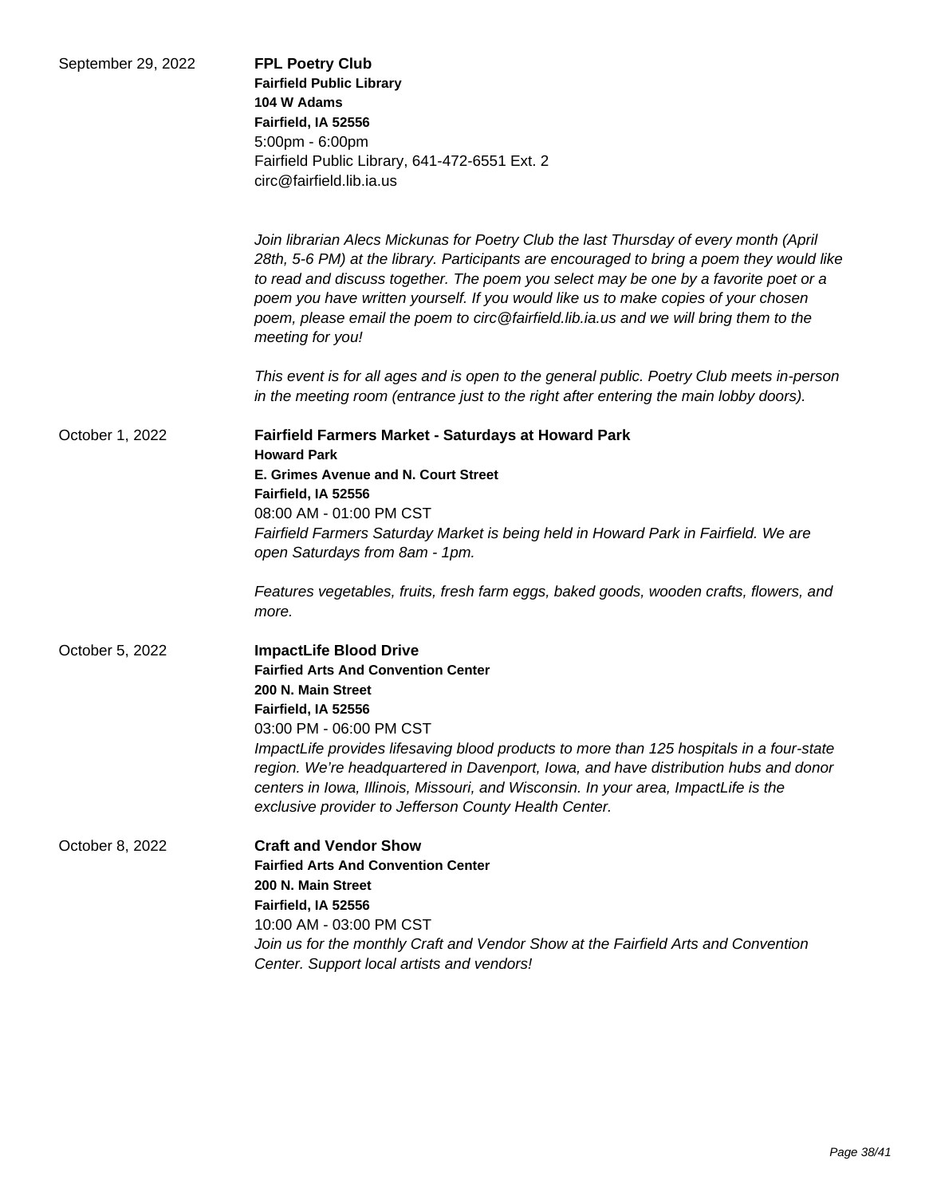September 29, 2022

**FPL Poetry Club**
**Fairfield Public Library**
**104 W Adams**
**Fairfield, IA 52556**
5:00pm - 6:00pm
Fairfield Public Library, 641-472-6551 Ext. 2
circ@fairfield.lib.ia.us

*Join librarian Alecs Mickunas for Poetry Club the last Thursday of every month (April 28th, 5-6 PM) at the library. Participants are encouraged to bring a poem they would like to read and discuss together. The poem you select may be one by a favorite poet or a poem you have written yourself. If you would like us to make copies of your chosen poem, please email the poem to circ@fairfield.lib.ia.us and we will bring them to the meeting for you!*

*This event is for all ages and is open to the general public. Poetry Club meets in-person in the meeting room (entrance just to the right after entering the main lobby doors).*

October 1, 2022

**Fairfield Farmers Market - Saturdays at Howard Park**
**Howard Park**
**E. Grimes Avenue and N. Court Street**
**Fairfield, IA 52556**
08:00 AM - 01:00 PM CST
*Fairfield Farmers Saturday Market is being held in Howard Park in Fairfield. We are open Saturdays from 8am - 1pm.*

*Features vegetables, fruits, fresh farm eggs, baked goods, wooden crafts, flowers, and more.*

October 5, 2022

**ImpactLife Blood Drive**
**Fairfied Arts And Convention Center**
**200 N. Main Street**
**Fairfield, IA 52556**
03:00 PM - 06:00 PM CST
*ImpactLife provides lifesaving blood products to more than 125 hospitals in a four-state region. We're headquartered in Davenport, Iowa, and have distribution hubs and donor centers in Iowa, Illinois, Missouri, and Wisconsin. In your area, ImpactLife is the exclusive provider to Jefferson County Health Center.*

October 8, 2022

**Craft and Vendor Show**
**Fairfied Arts And Convention Center**
**200 N. Main Street**
**Fairfield, IA 52556**
10:00 AM - 03:00 PM CST
*Join us for the monthly Craft and Vendor Show at the Fairfield Arts and Convention Center. Support local artists and vendors!*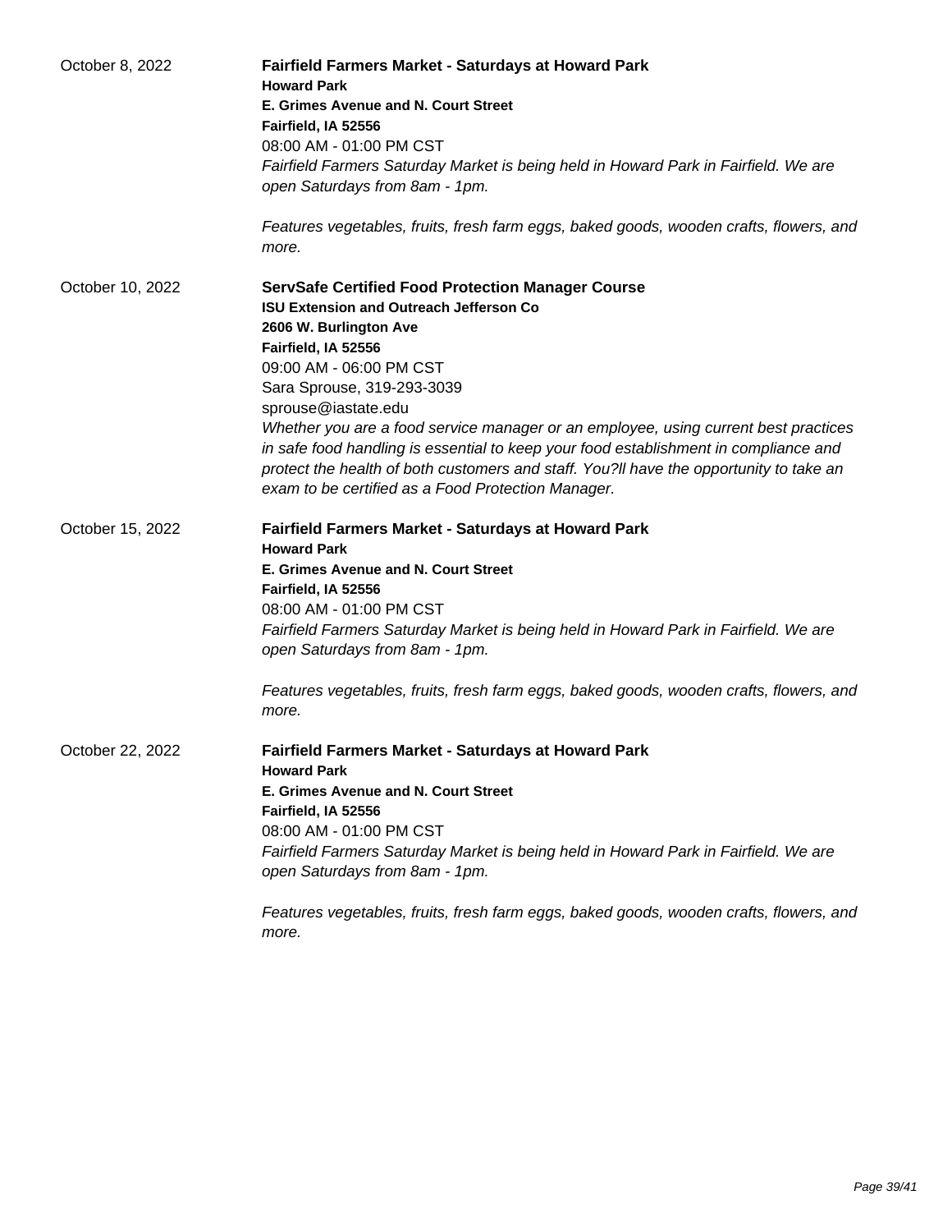October 8, 2022

**Fairfield Farmers Market - Saturdays at Howard Park**
**Howard Park**
**E. Grimes Avenue and N. Court Street**
**Fairfield, IA 52556**
08:00 AM - 01:00 PM CST
*Fairfield Farmers Saturday Market is being held in Howard Park in Fairfield. We are open Saturdays from 8am - 1pm.*

*Features vegetables, fruits, fresh farm eggs, baked goods, wooden crafts, flowers, and more.*

October 10, 2022

**ServSafe Certified Food Protection Manager Course**
**ISU Extension and Outreach Jefferson Co**
**2606 W. Burlington Ave**
**Fairfield, IA 52556**
09:00 AM - 06:00 PM CST
Sara Sprouse, 319-293-3039
sprouse@iastate.edu
*Whether you are a food service manager or an employee, using current best practices in safe food handling is essential to keep your food establishment in compliance and protect the health of both customers and staff. You?ll have the opportunity to take an exam to be certified as a Food Protection Manager.*

October 15, 2022

**Fairfield Farmers Market - Saturdays at Howard Park**
**Howard Park**
**E. Grimes Avenue and N. Court Street**
**Fairfield, IA 52556**
08:00 AM - 01:00 PM CST
*Fairfield Farmers Saturday Market is being held in Howard Park in Fairfield. We are open Saturdays from 8am - 1pm.*

*Features vegetables, fruits, fresh farm eggs, baked goods, wooden crafts, flowers, and more.*

October 22, 2022

**Fairfield Farmers Market - Saturdays at Howard Park**
**Howard Park**
**E. Grimes Avenue and N. Court Street**
**Fairfield, IA 52556**
08:00 AM - 01:00 PM CST
*Fairfield Farmers Saturday Market is being held in Howard Park in Fairfield. We are open Saturdays from 8am - 1pm.*

*Features vegetables, fruits, fresh farm eggs, baked goods, wooden crafts, flowers, and more.*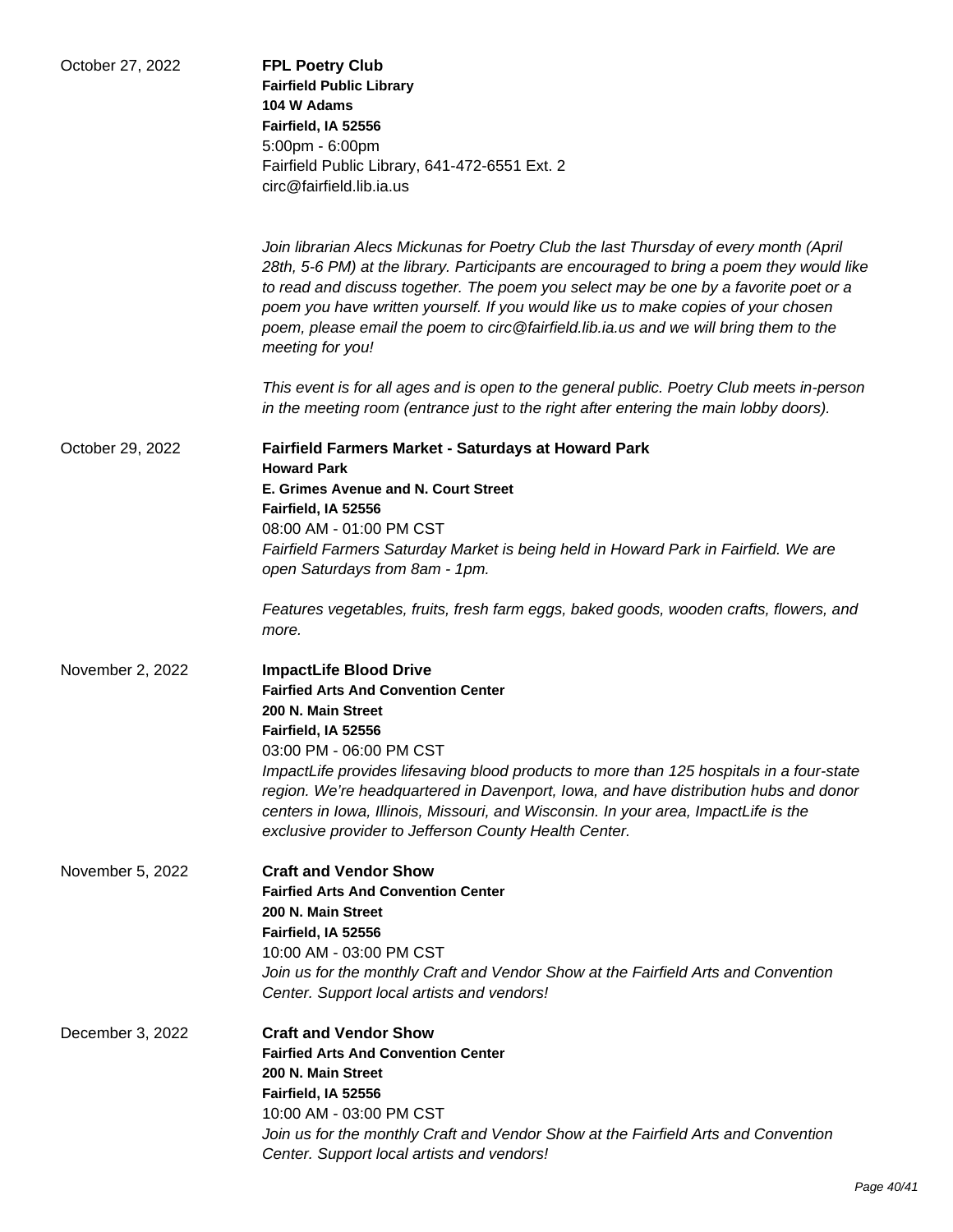October 27, 2022

**FPL Poetry Club**
**Fairfield Public Library**
**104 W Adams**
**Fairfield, IA 52556**
5:00pm - 6:00pm
Fairfield Public Library, 641-472-6551 Ext. 2
circ@fairfield.lib.ia.us

*Join librarian Alecs Mickunas for Poetry Club the last Thursday of every month (April 28th, 5-6 PM) at the library. Participants are encouraged to bring a poem they would like to read and discuss together. The poem you select may be one by a favorite poet or a poem you have written yourself. If you would like us to make copies of your chosen poem, please email the poem to circ@fairfield.lib.ia.us and we will bring them to the meeting for you!*

*This event is for all ages and is open to the general public. Poetry Club meets in-person in the meeting room (entrance just to the right after entering the main lobby doors).*

October 29, 2022

**Fairfield Farmers Market - Saturdays at Howard Park**
**Howard Park**
**E. Grimes Avenue and N. Court Street**
**Fairfield, IA 52556**
08:00 AM - 01:00 PM CST
*Fairfield Farmers Saturday Market is being held in Howard Park in Fairfield. We are open Saturdays from 8am - 1pm.*

*Features vegetables, fruits, fresh farm eggs, baked goods, wooden crafts, flowers, and more.*

November 2, 2022

**ImpactLife Blood Drive**
**Fairfied Arts And Convention Center**
**200 N. Main Street**
**Fairfield, IA 52556**
03:00 PM - 06:00 PM CST
*ImpactLife provides lifesaving blood products to more than 125 hospitals in a four-state region. We're headquartered in Davenport, Iowa, and have distribution hubs and donor centers in Iowa, Illinois, Missouri, and Wisconsin. In your area, ImpactLife is the exclusive provider to Jefferson County Health Center.*

November 5, 2022

**Craft and Vendor Show**
**Fairfied Arts And Convention Center**
**200 N. Main Street**
**Fairfield, IA 52556**
10:00 AM - 03:00 PM CST
*Join us for the monthly Craft and Vendor Show at the Fairfield Arts and Convention Center. Support local artists and vendors!*

December 3, 2022

**Craft and Vendor Show**
**Fairfied Arts And Convention Center**
**200 N. Main Street**
**Fairfield, IA 52556**
10:00 AM - 03:00 PM CST
*Join us for the monthly Craft and Vendor Show at the Fairfield Arts and Convention Center. Support local artists and vendors!*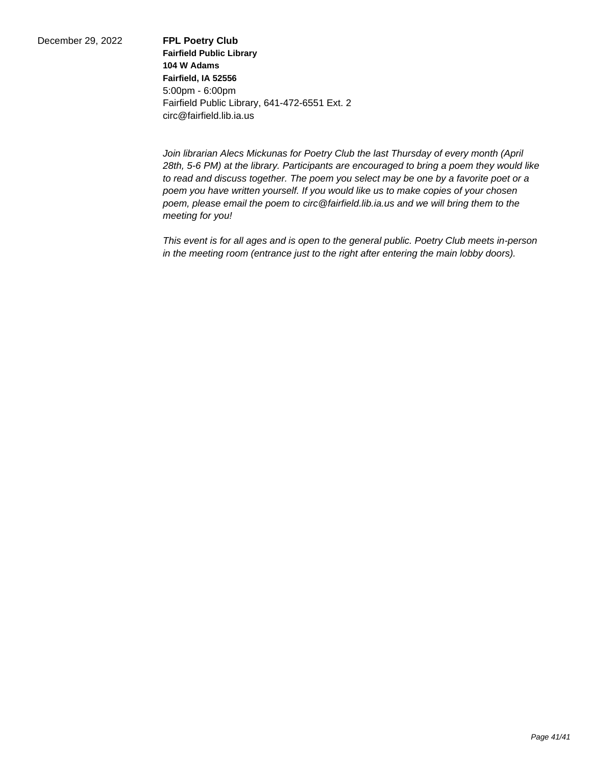December 29, 2022

**FPL Poetry Club**
**Fairfield Public Library**
**104 W Adams**
**Fairfield, IA 52556**
5:00pm - 6:00pm
Fairfield Public Library, 641-472-6551 Ext. 2
circ@fairfield.lib.ia.us

*Join librarian Alecs Mickunas for Poetry Club the last Thursday of every month (April 28th, 5-6 PM) at the library. Participants are encouraged to bring a poem they would like to read and discuss together. The poem you select may be one by a favorite poet or a poem you have written yourself. If you would like us to make copies of your chosen poem, please email the poem to circ@fairfield.lib.ia.us and we will bring them to the meeting for you!*

*This event is for all ages and is open to the general public. Poetry Club meets in-person in the meeting room (entrance just to the right after entering the main lobby doors).*